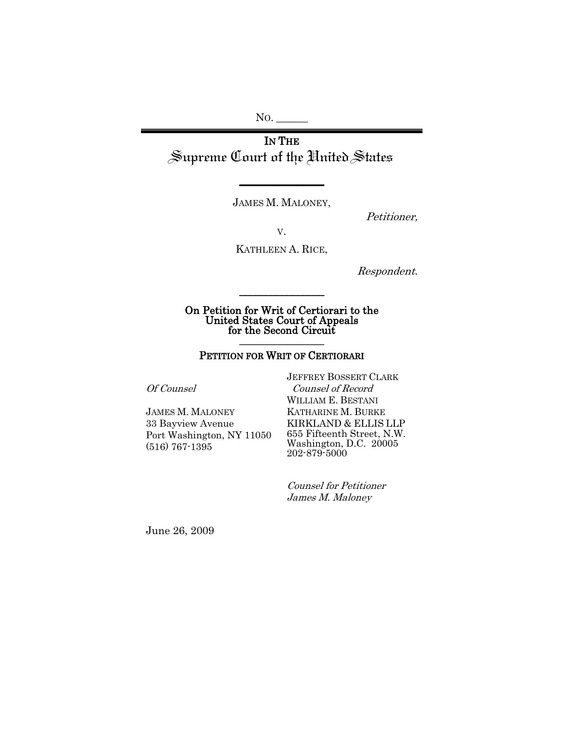No. ______

# IN THE
# Supreme Court of the United States

---

JAMES M. MALONEY,

*Petitioner,*

v.

KATHLEEN A. RICE,

*Respondent.*

---

**On Petition for Writ of Certiorari to the United States Court of Appeals for the Second Circuit**

---

**PETITION FOR WRIT OF CERTIORARI**

*Of Counsel*

JAMES M. MALONEY
33 Bayview Avenue
Port Washington, NY 11050
(516) 767-1395

JEFFREY BOSSERT CLARK
*Counsel of Record*
WILLIAM E. BESTANI
KATHARINE M. BURKE
KIRKLAND & ELLIS LLP
655 Fifteenth Street, N.W.
Washington, D.C. 20005
202-879-5000

*Counsel for Petitioner James M. Maloney*

June 26, 2009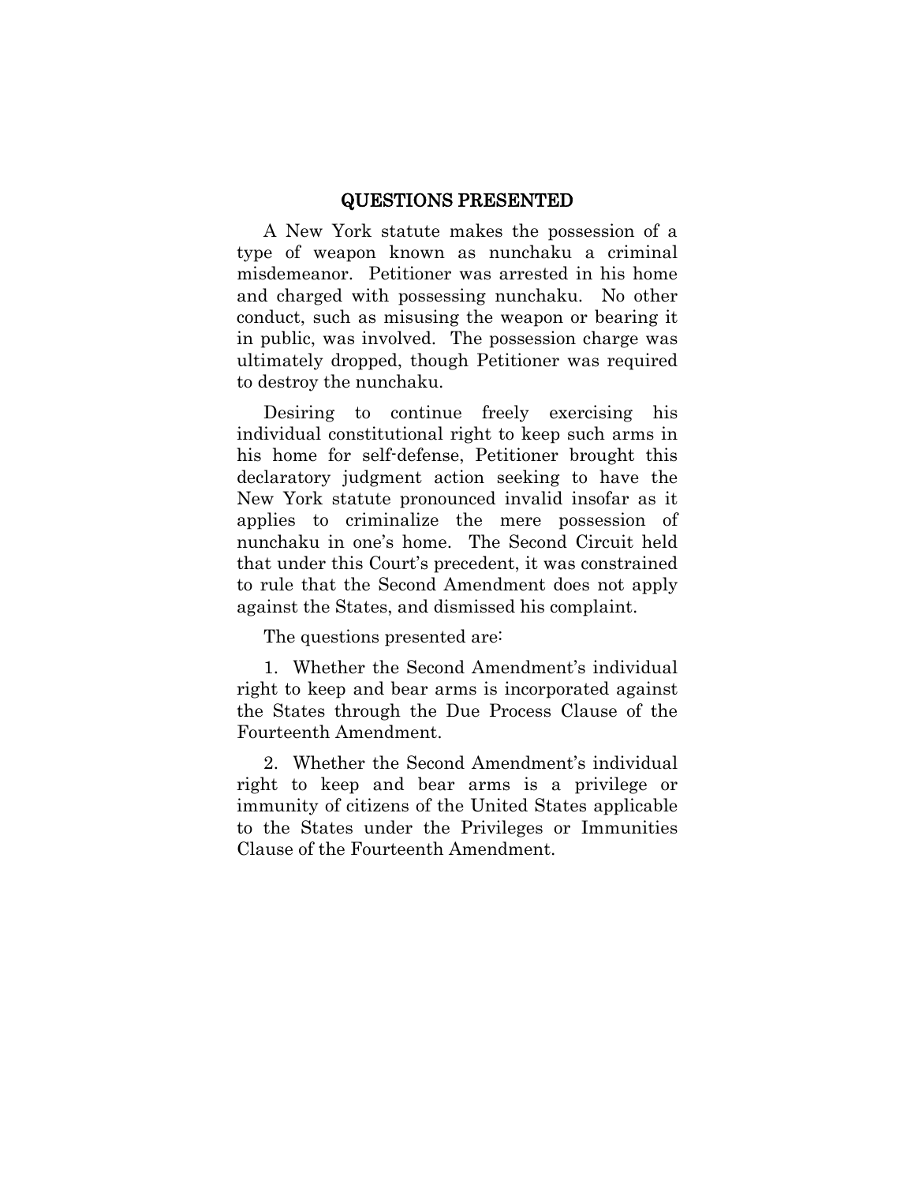## QUESTIONS PRESENTED

A New York statute makes the possession of a type of weapon known as nunchaku a criminal misdemeanor. Petitioner was arrested in his home and charged with possessing nunchaku. No other conduct, such as misusing the weapon or bearing it in public, was involved. The possession charge was ultimately dropped, though Petitioner was required to destroy the nunchaku.

Desiring to continue freely exercising his individual constitutional right to keep such arms in his home for self-defense, Petitioner brought this declaratory judgment action seeking to have the New York statute pronounced invalid insofar as it applies to criminalize the mere possession of nunchaku in one's home. The Second Circuit held that under this Court's precedent, it was constrained to rule that the Second Amendment does not apply against the States, and dismissed his complaint.

The questions presented are:

1. Whether the Second Amendment's individual right to keep and bear arms is incorporated against the States through the Due Process Clause of the Fourteenth Amendment.

2. Whether the Second Amendment's individual right to keep and bear arms is a privilege or immunity of citizens of the United States applicable to the States under the Privileges or Immunities Clause of the Fourteenth Amendment.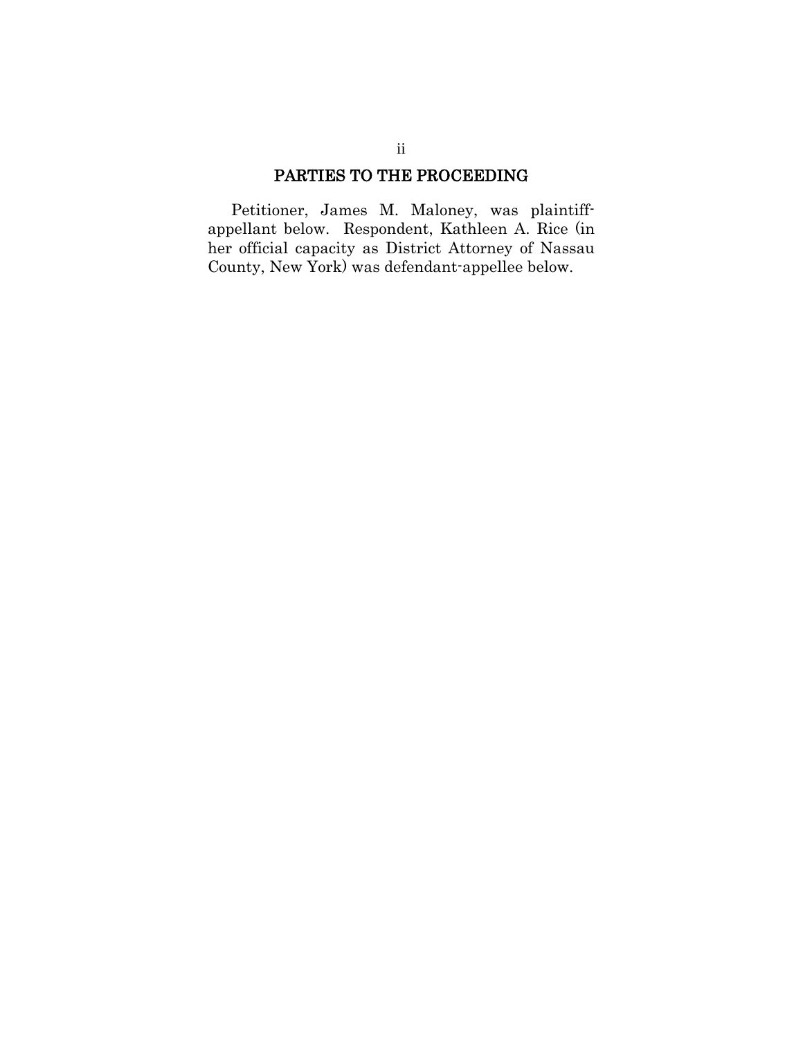## PARTIES TO THE PROCEEDING

Petitioner, James M. Maloney, was plaintiff-appellant below. Respondent, Kathleen A. Rice (in her official capacity as District Attorney of Nassau County, New York) was defendant-appellee below.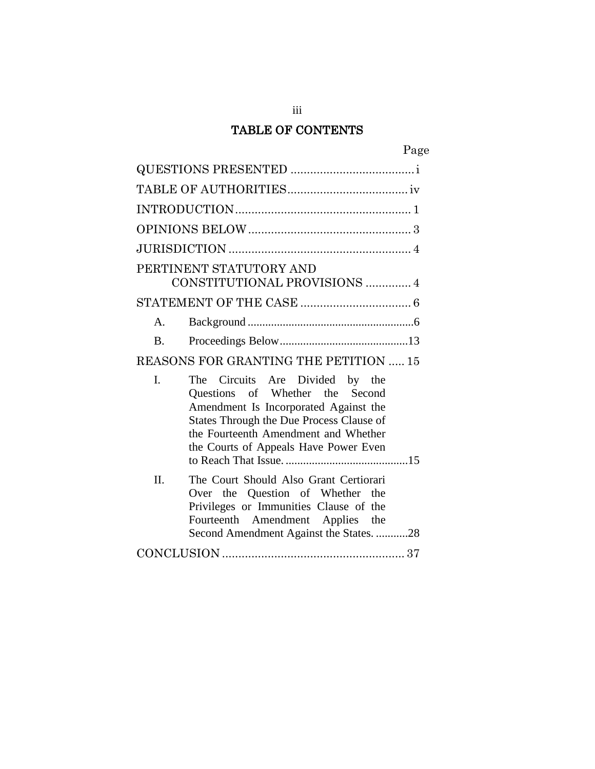# TABLE OF CONTENTS

| | Page |
|---|---|
| QUESTIONS PRESENTED | i |
| TABLE OF AUTHORITIES | iv |
| INTRODUCTION | 1 |
| OPINIONS BELOW | 3 |
| JURISDICTION | 4 |
| PERTINENT STATUTORY AND CONSTITUTIONAL PROVISIONS | 4 |
| STATEMENT OF THE CASE | 6 |
| A. Background | 6 |
| B. Proceedings Below | 13 |
| REASONS FOR GRANTING THE PETITION | 15 |
| I. The Circuits Are Divided by the Questions of Whether the Second Amendment Is Incorporated Against the States Through the Due Process Clause of the Fourteenth Amendment and Whether the Courts of Appeals Have Power Even to Reach That Issue. | 15 |
| II. The Court Should Also Grant Certiorari Over the Question of Whether the Privileges or Immunities Clause of the Fourteenth Amendment Applies the Second Amendment Against the States. | 28 |
| CONCLUSION | 37 |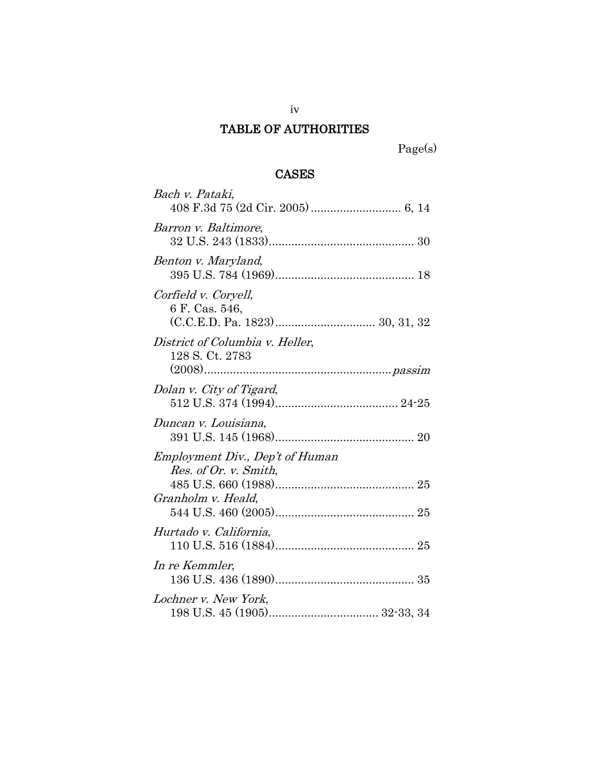## TABLE OF AUTHORITIES

Page(s)

### CASES

*Bach v. Pataki*,
408 F.3d 75 (2d Cir. 2005) ............................ 6, 14

*Barron v. Baltimore*,
32 U.S. 243 (1833)............................................. 30

*Benton v. Maryland*,
395 U.S. 784 (1969)........................................... 18

*Corfield v. Coryell*,
6 F. Cas. 546,
(C.C.E.D. Pa. 1823)............................... 30, 31, 32

*District of Columbia v. Heller*,
128 S. Ct. 2783
(2008)..........................................................*passim*

*Dolan v. City of Tigard*,
512 U.S. 374 (1994)...................................... 24-25

*Duncan v. Louisiana*,
391 U.S. 145 (1968)........................................... 20

*Employment Div., Dep't of Human Res. of Or. v. Smith*,
485 U.S. 660 (1988)........................................... 25

*Granholm v. Heald*,
544 U.S. 460 (2005)........................................... 25

*Hurtado v. California*,
110 U.S. 516 (1884)........................................... 25

*In re Kemmler*,
136 U.S. 436 (1890)........................................... 35

*Lochner v. New York*,
198 U.S. 45 (1905).................................. 32-33, 34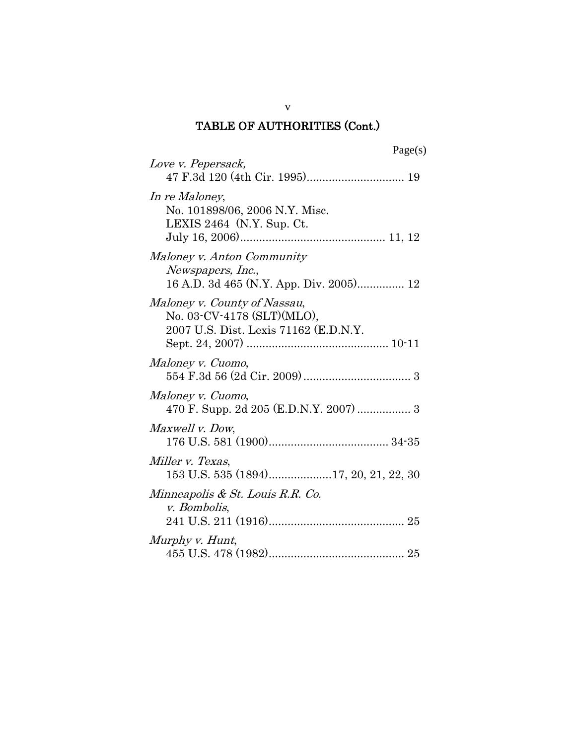## TABLE OF AUTHORITIES (Cont.)

Page(s)

*Love v. Pepersack*,
47 F.3d 120 (4th Cir. 1995)............................... 19

*In re Maloney*,
No. 101898/06, 2006 N.Y. Misc.
LEXIS 2464 (N.Y. Sup. Ct.
July 16, 2006)............................................. 11, 12

*Maloney v. Anton Community Newspapers, Inc.*,
16 A.D. 3d 465 (N.Y. App. Div. 2005)............... 12

*Maloney v. County of Nassau*,
No. 03-CV-4178 (SLT)(MLO),
2007 U.S. Dist. Lexis 71162 (E.D.N.Y.
Sept. 24, 2007) ............................................ 10-11

*Maloney v. Cuomo*,
554 F.3d 56 (2d Cir. 2009) .................................. 3

*Maloney v. Cuomo*,
470 F. Supp. 2d 205 (E.D.N.Y. 2007) ................. 3

*Maxwell v. Dow*,
176 U.S. 581 (1900)...................................... 34-35

*Miller v. Texas*,
153 U.S. 535 (1894)....................17, 20, 21, 22, 30

*Minneapolis & St. Louis R.R. Co. v. Bombolis*,
241 U.S. 211 (1916)........................................... 25

*Murphy v. Hunt*,
455 U.S. 478 (1982)........................................... 25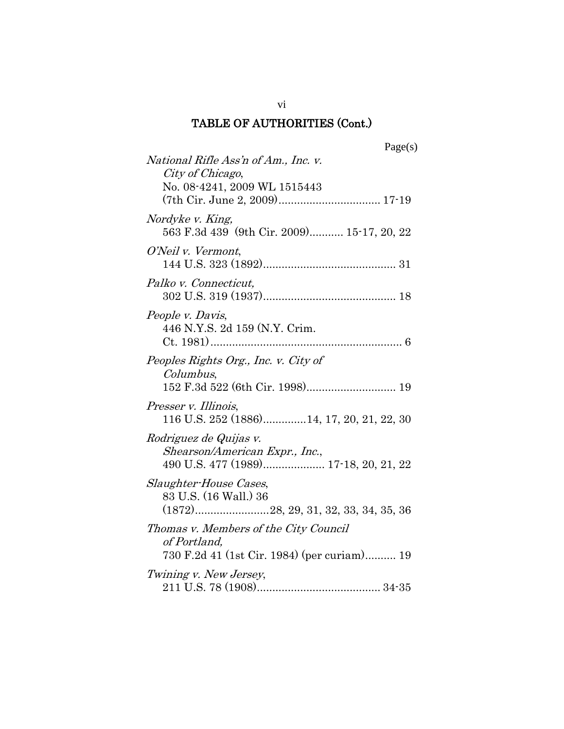## TABLE OF AUTHORITIES (Cont.)

Page(s)

*National Rifle Ass'n of Am., Inc. v. City of Chicago*, No. 08-4241, 2009 WL 1515443 (7th Cir. June 2, 2009) ................................ 17-19

*Nordyke v. King*, 563 F.3d 439 (9th Cir. 2009) ........... 15-17, 20, 22

*O'Neil v. Vermont*, 144 U.S. 323 (1892) ........................................... 31

*Palko v. Connecticut*, 302 U.S. 319 (1937) ........................................... 18

*People v. Davis*, 446 N.Y.S. 2d 159 (N.Y. Crim. Ct. 1981) .............................................................. 6

*Peoples Rights Org., Inc. v. City of Columbus*, 152 F.3d 522 (6th Cir. 1998) ............................. 19

*Presser v. Illinois*, 116 U.S. 252 (1886) .............14, 17, 20, 21, 22, 30

*Rodriguez de Quijas v. Shearson/American Expr., Inc.*, 490 U.S. 477 (1989) .................... 17-18, 20, 21, 22

*Slaughter-House Cases*, 83 U.S. (16 Wall.) 36 (1872) ........................28, 29, 31, 32, 33, 34, 35, 36

*Thomas v. Members of the City Council of Portland*, 730 F.2d 41 (1st Cir. 1984) (per curiam) .......... 19

*Twining v. New Jersey*, 211 U.S. 78 (1908) ........................................ 34-35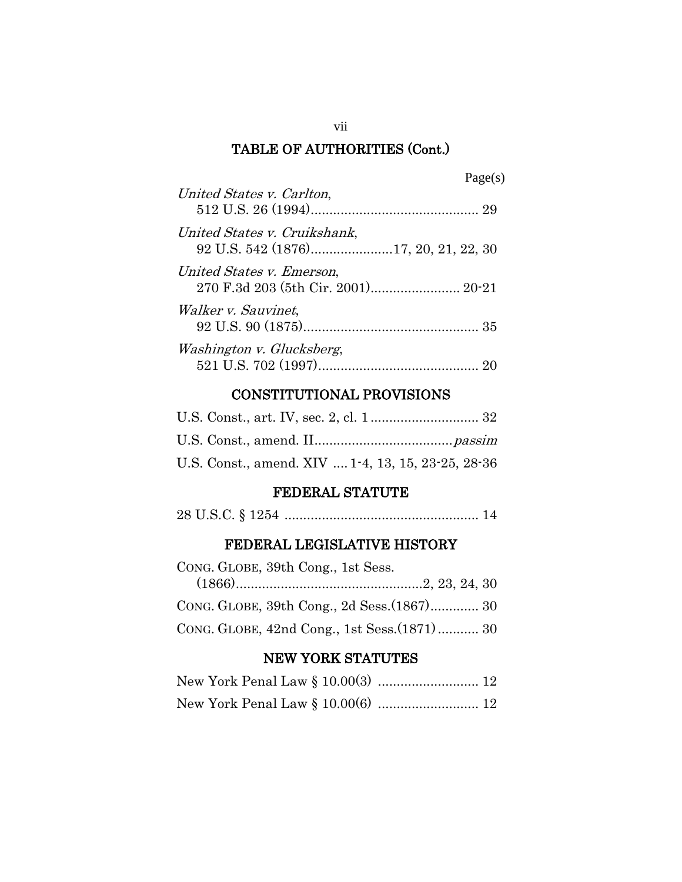## TABLE OF AUTHORITIES (Cont.)

Page(s)

*United States v. Carlton*,
512 U.S. 26 (1994)............................................ 29

*United States v. Cruikshank*,
92 U.S. 542 (1876)......................17, 20, 21, 22, 30

*United States v. Emerson*,
270 F.3d 203 (5th Cir. 2001)........................ 20-21

*Walker v. Sauvinet*,
92 U.S. 90 (1875)............................................... 35

*Washington v. Glucksberg*,
521 U.S. 702 (1997)........................................... 20

## CONSTITUTIONAL PROVISIONS

U.S. Const., art. IV, sec. 2, cl. 1 ............................ 32

U.S. Const., amend. II....................................*passim*

U.S. Const., amend. XIV .... 1-4, 13, 15, 23-25, 28-36

## FEDERAL STATUTE

28 U.S.C. § 1254 .................................................... 14

## FEDERAL LEGISLATIVE HISTORY

CONG. GLOBE, 39th Cong., 1st Sess.
(1866)..................................................2, 23, 24, 30

CONG. GLOBE, 39th Cong., 2d Sess.(1867)............. 30

CONG. GLOBE, 42nd Cong., 1st Sess.(1871)........... 30

## NEW YORK STATUTES

New York Penal Law § 10.00(3) ........................... 12

New York Penal Law § 10.00(6) ........................... 12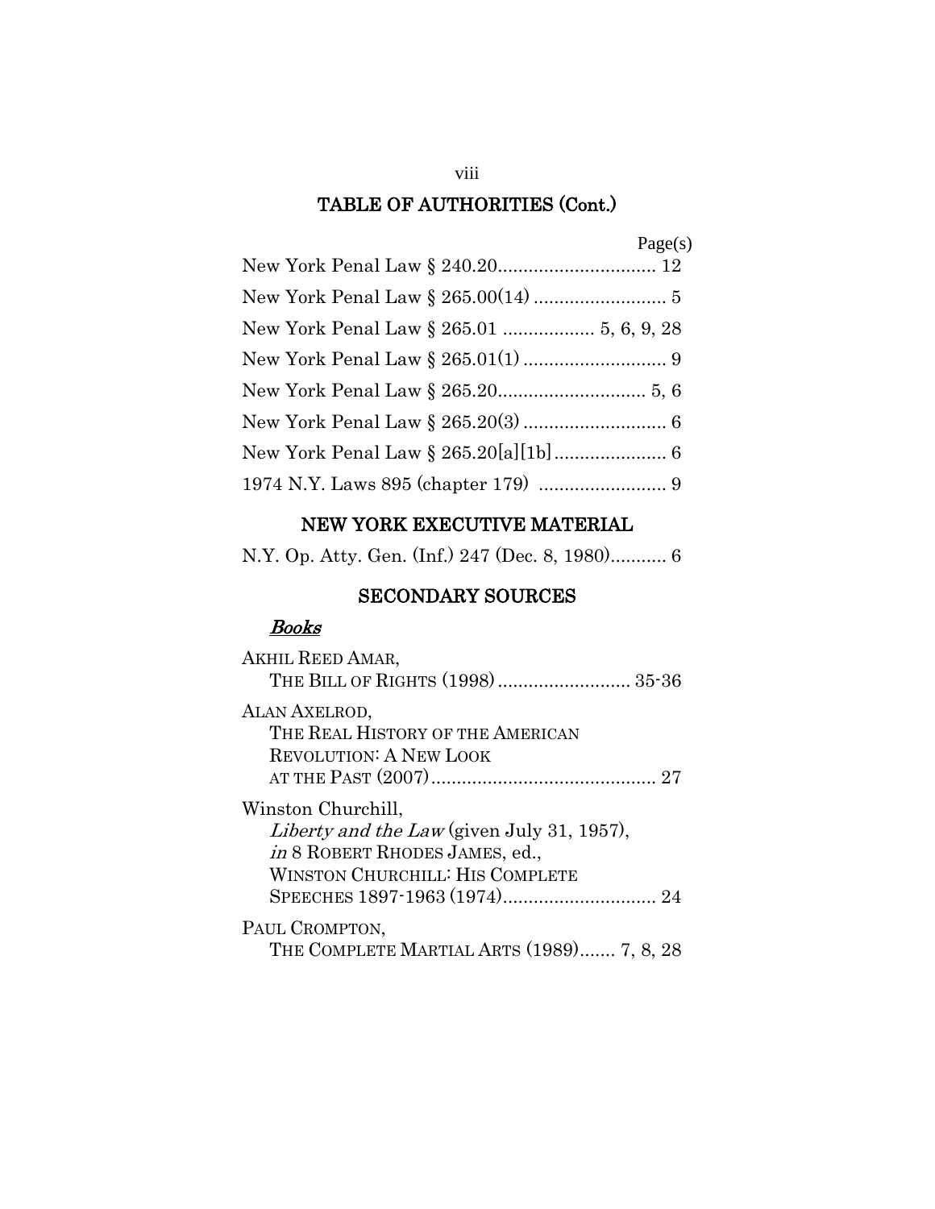## TABLE OF AUTHORITIES (Cont.)

Page(s)

New York Penal Law § 240.20............................... 12

New York Penal Law § 265.00(14) .......................... 5

New York Penal Law § 265.01 .................. 5, 6, 9, 28

New York Penal Law § 265.01(1) ............................ 9

New York Penal Law § 265.20............................. 5, 6

New York Penal Law § 265.20(3) ............................ 6

New York Penal Law § 265.20[a][1b]...................... 6

1974 N.Y. Laws 895 (chapter 179) ......................... 9

## NEW YORK EXECUTIVE MATERIAL

N.Y. Op. Atty. Gen. (Inf.) 247 (Dec. 8, 1980)........... 6

## SECONDARY SOURCES

### *Books*

AKHIL REED AMAR,
THE BILL OF RIGHTS (1998) .......................... 35-36

ALAN AXELROD,
THE REAL HISTORY OF THE AMERICAN REVOLUTION: A NEW LOOK AT THE PAST (2007)............................................ 27

Winston Churchill,
*Liberty and the Law* (given July 31, 1957), *in* 8 ROBERT RHODES JAMES, ed., WINSTON CHURCHILL: HIS COMPLETE SPEECHES 1897-1963 (1974).............................. 24

PAUL CROMPTON,
THE COMPLETE MARTIAL ARTS (1989)....... 7, 8, 28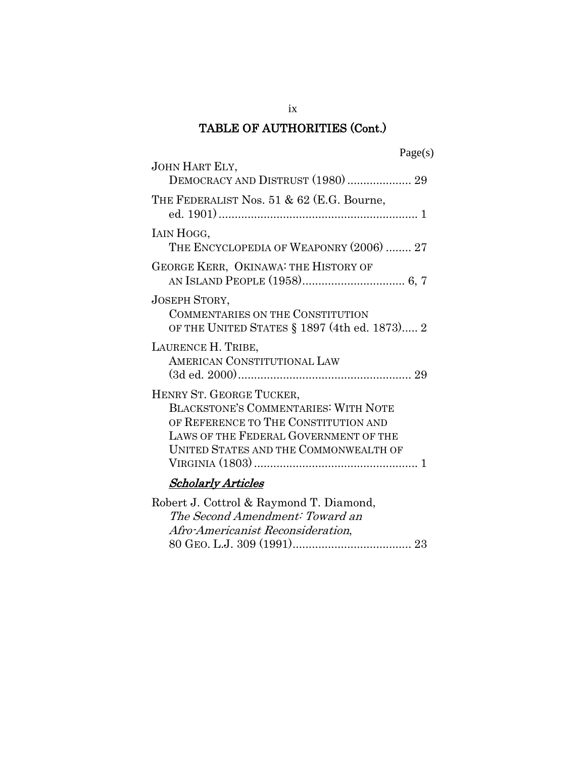## TABLE OF AUTHORITIES (Cont.)

Page(s)

JOHN HART ELY, DEMOCRACY AND DISTRUST (1980) .................... 29

THE FEDERALIST Nos. 51 & 62 (E.G. Bourne, ed. 1901) ............................................................. 1

IAIN HOGG, THE ENCYCLOPEDIA OF WEAPONRY (2006) ........ 27

GEORGE KERR, OKINAWA: THE HISTORY OF AN ISLAND PEOPLE (1958)................................ 6, 7

JOSEPH STORY, COMMENTARIES ON THE CONSTITUTION OF THE UNITED STATES § 1897 (4th ed. 1873)..... 2

LAURENCE H. TRIBE, AMERICAN CONSTITUTIONAL LAW (3d ed. 2000)...................................................... 29

HENRY ST. GEORGE TUCKER, BLACKSTONE'S COMMENTARIES: WITH NOTE OF REFERENCE TO THE CONSTITUTION AND LAWS OF THE FEDERAL GOVERNMENT OF THE UNITED STATES AND THE COMMONWEALTH OF VIRGINIA (1803) .................................................. 1

***Scholarly Articles***

Robert J. Cottrol & Raymond T. Diamond, *The Second Amendment: Toward an Afro-Americanist Reconsideration*, 80 GEO. L.J. 309 (1991)..................................... 23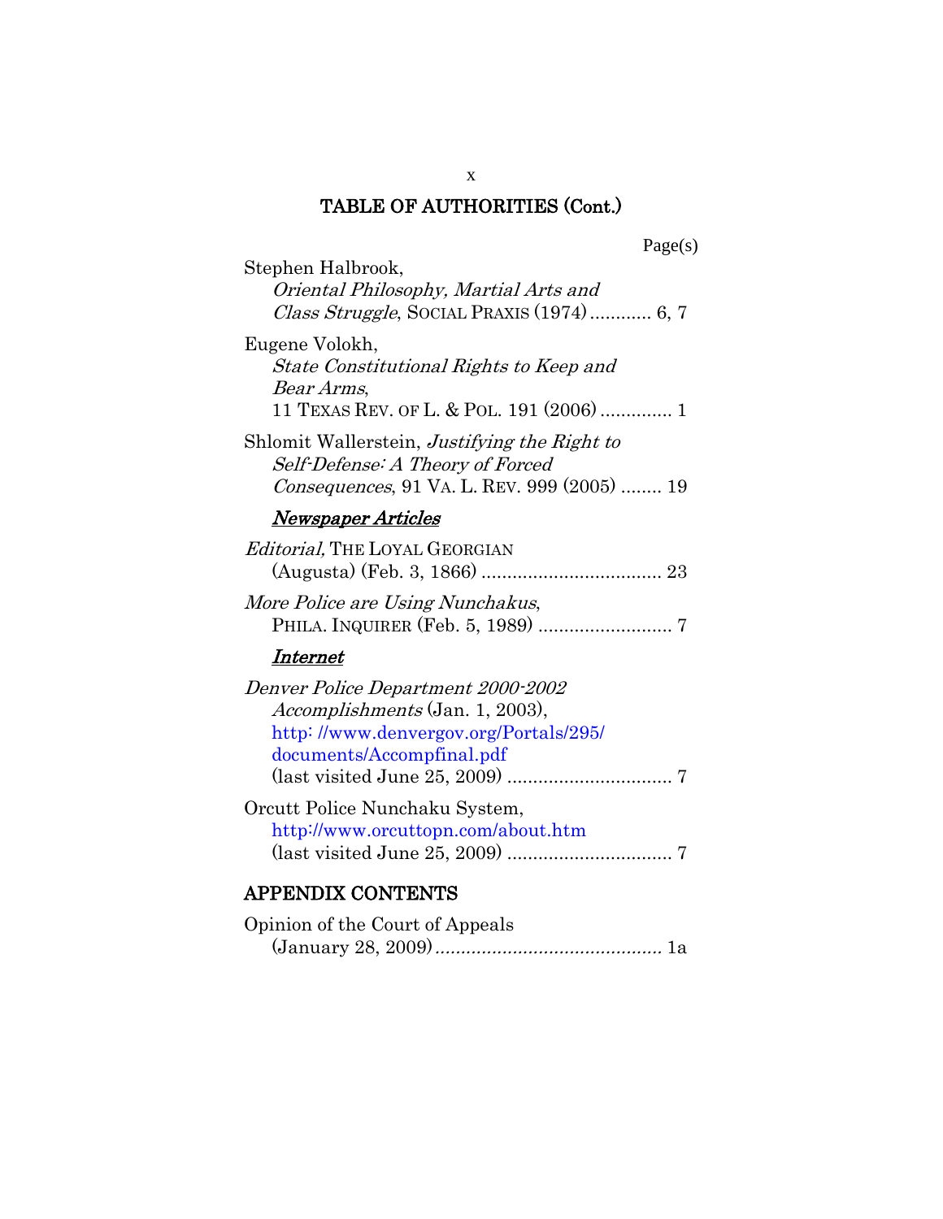## TABLE OF AUTHORITIES (Cont.)

Page(s)

Stephen Halbrook,
*Oriental Philosophy, Martial Arts and Class Struggle*, SOCIAL PRAXIS (1974) ............ 6, 7

Eugene Volokh,
*State Constitutional Rights to Keep and Bear Arms*,
11 TEXAS REV. OF L. & POL. 191 (2006) .............. 1

Shlomit Wallerstein, *Justifying the Right to Self-Defense: A Theory of Forced Consequences*, 91 VA. L. REV. 999 (2005) ........ 19

***Newspaper Articles***

*Editorial,* THE LOYAL GEORGIAN (Augusta) (Feb. 3, 1866) ................................... 23

*More Police are Using Nunchakus*, PHILA. INQUIRER (Feb. 5, 1989) .......................... 7

***Internet***

*Denver Police Department 2000-2002 Accomplishments* (Jan. 1, 2003), http: //www.denvergov.org/Portals/295/documents/Accompfinal.pdf (last visited June 25, 2009) ................................ 7

Orcutt Police Nunchaku System, http://www.orcuttopn.com/about.htm (last visited June 25, 2009) ................................ 7

## APPENDIX CONTENTS

Opinion of the Court of Appeals (January 28, 2009)............................................ 1a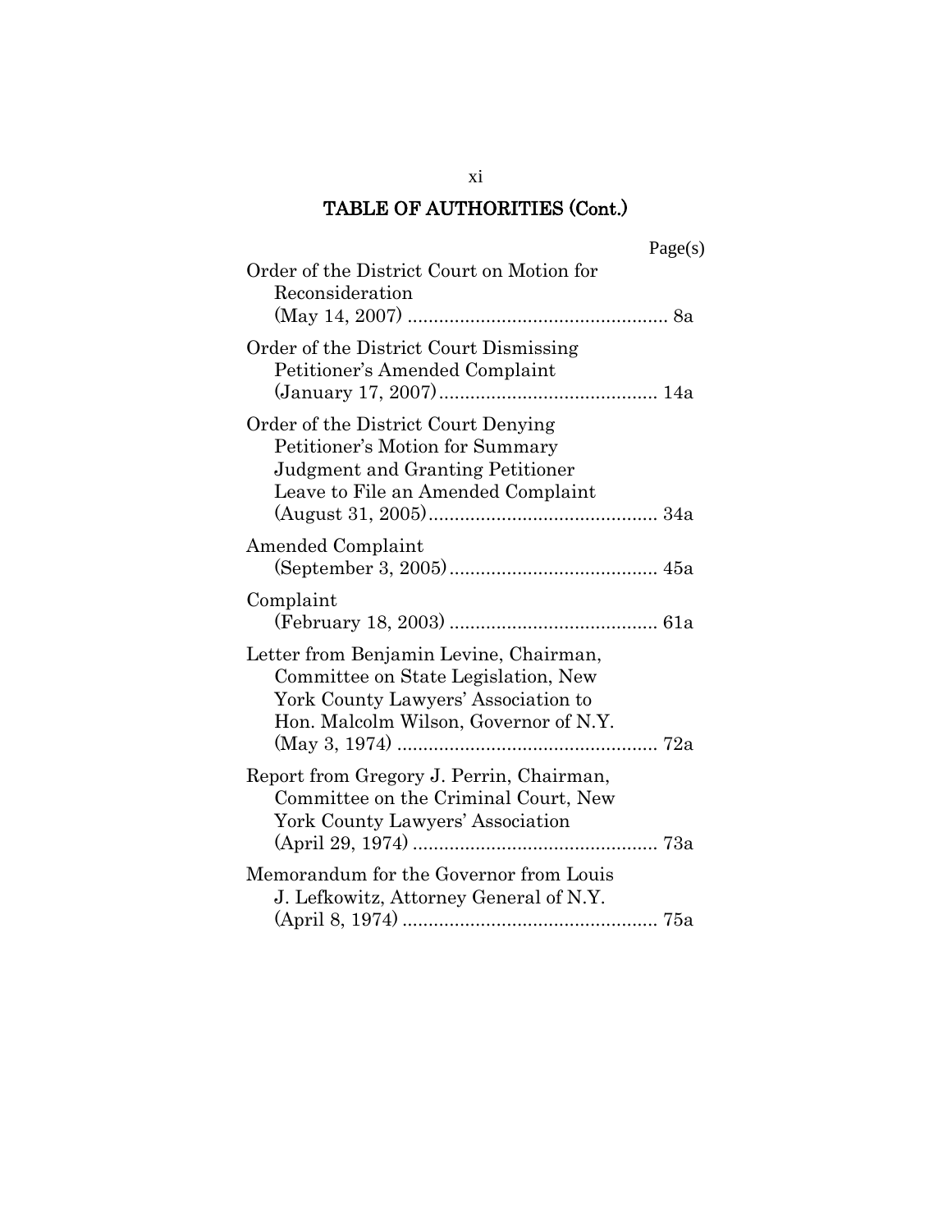## TABLE OF AUTHORITIES (Cont.)

| | Page(s) |
|---|---|
| Order of the District Court on Motion for Reconsideration (May 14, 2007) | 8a |
| Order of the District Court Dismissing Petitioner's Amended Complaint (January 17, 2007) | 14a |
| Order of the District Court Denying Petitioner's Motion for Summary Judgment and Granting Petitioner Leave to File an Amended Complaint (August 31, 2005) | 34a |
| Amended Complaint (September 3, 2005) | 45a |
| Complaint (February 18, 2003) | 61a |
| Letter from Benjamin Levine, Chairman, Committee on State Legislation, New York County Lawyers' Association to Hon. Malcolm Wilson, Governor of N.Y. (May 3, 1974) | 72a |
| Report from Gregory J. Perrin, Chairman, Committee on the Criminal Court, New York County Lawyers' Association (April 29, 1974) | 73a |
| Memorandum for the Governor from Louis J. Lefkowitz, Attorney General of N.Y. (April 8, 1974) | 75a |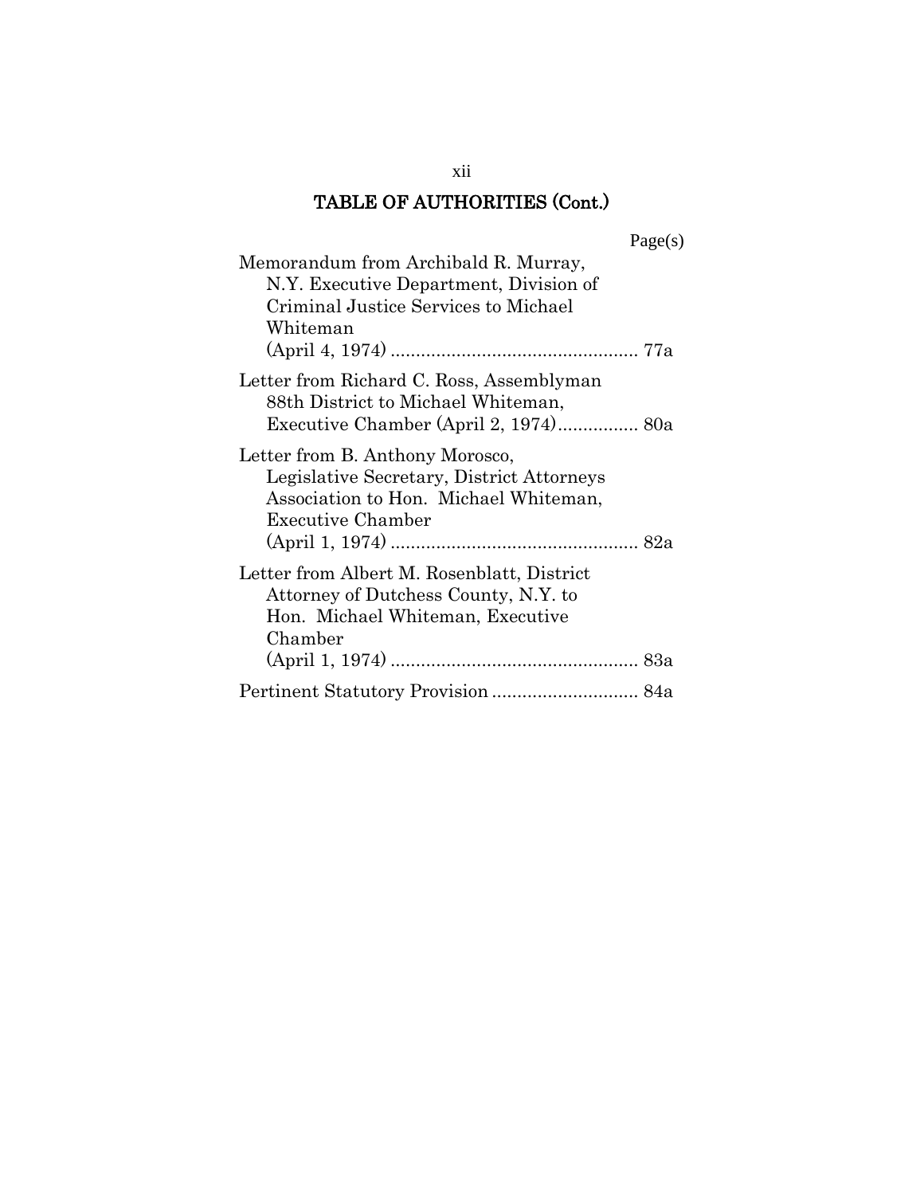## TABLE OF AUTHORITIES (Cont.)

Page(s)

Memorandum from Archibald R. Murray, N.Y. Executive Department, Division of Criminal Justice Services to Michael Whiteman (April 4, 1974) ................................................ 77a

Letter from Richard C. Ross, Assemblyman 88th District to Michael Whiteman, Executive Chamber (April 2, 1974)................ 80a

Letter from B. Anthony Morosco, Legislative Secretary, District Attorneys Association to Hon. Michael Whiteman, Executive Chamber (April 1, 1974) ................................................ 82a

Letter from Albert M. Rosenblatt, District Attorney of Dutchess County, N.Y. to Hon. Michael Whiteman, Executive Chamber (April 1, 1974) ................................................ 83a

Pertinent Statutory Provision ............................ 84a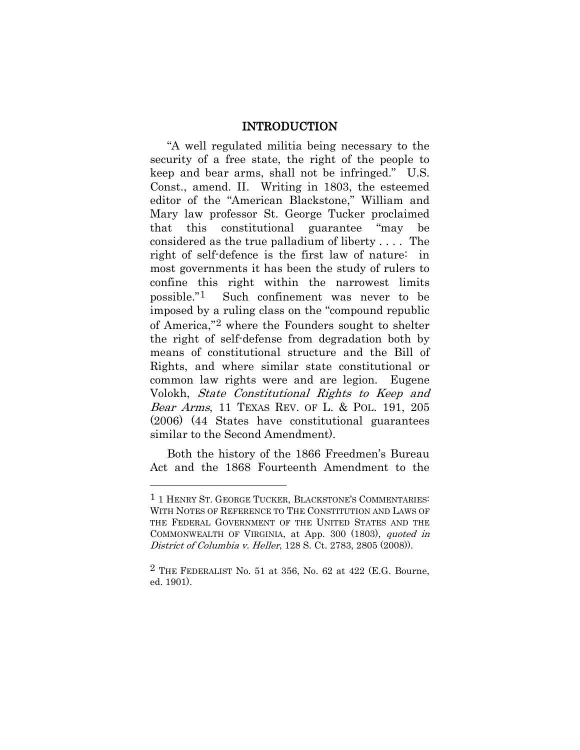## INTRODUCTION

"A well regulated militia being necessary to the security of a free state, the right of the people to keep and bear arms, shall not be infringed." U.S. Const., amend. II. Writing in 1803, the esteemed editor of the "American Blackstone," William and Mary law professor St. George Tucker proclaimed that this constitutional guarantee "may be considered as the true palladium of liberty . . . . The right of self-defence is the first law of nature: in most governments it has been the study of rulers to confine this right within the narrowest limits possible."[1] Such confinement was never to be imposed by a ruling class on the "compound republic of America,"[2] where the Founders sought to shelter the right of self-defense from degradation both by means of constitutional structure and the Bill of Rights, and where similar state constitutional or common law rights were and are legion. Eugene Volokh, *State Constitutional Rights to Keep and Bear Arms*, 11 TEXAS REV. OF L. & POL. 191, 205 (2006) (44 States have constitutional guarantees similar to the Second Amendment).

Both the history of the 1866 Freedmen's Bureau Act and the 1868 Fourteenth Amendment to the

---

[1] 1 HENRY ST. GEORGE TUCKER, BLACKSTONE'S COMMENTARIES: WITH NOTES OF REFERENCE TO THE CONSTITUTION AND LAWS OF THE FEDERAL GOVERNMENT OF THE UNITED STATES AND THE COMMONWEALTH OF VIRGINIA, at App. 300 (1803), *quoted in District of Columbia v. Heller*, 128 S. Ct. 2783, 2805 (2008)).

[2] THE FEDERALIST No. 51 at 356, No. 62 at 422 (E.G. Bourne, ed. 1901).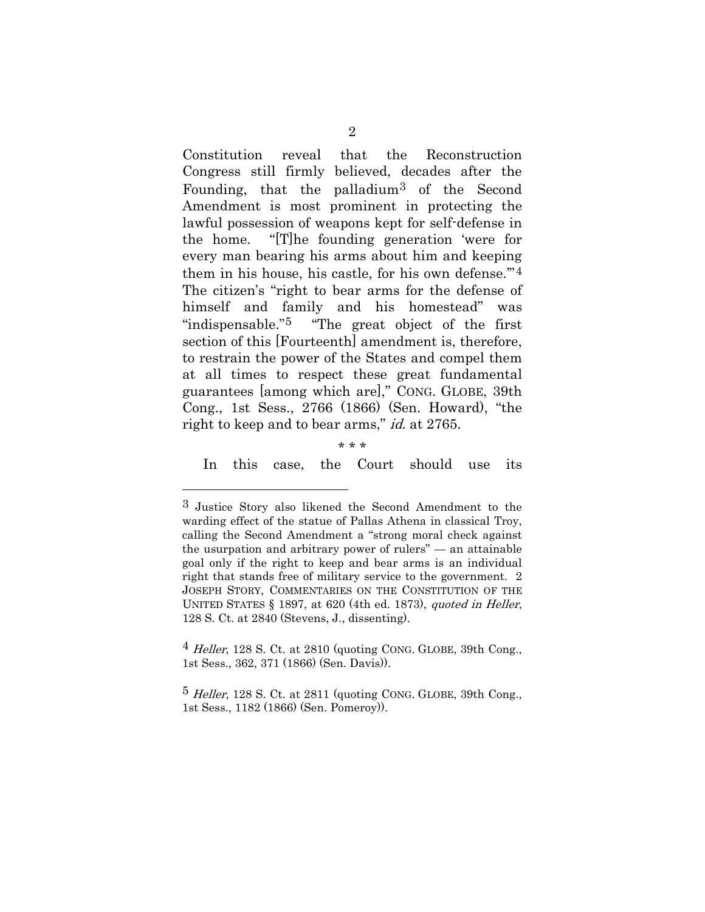Constitution reveal that the Reconstruction Congress still firmly believed, decades after the Founding, that the palladium[3] of the Second Amendment is most prominent in protecting the lawful possession of weapons kept for self-defense in the home. "[T]he founding generation 'were for every man bearing his arms about him and keeping them in his house, his castle, for his own defense.'"[4] The citizen's "right to bear arms for the defense of himself and family and his homestead" was "indispensable."[5] "The great object of the first section of this [Fourteenth] amendment is, therefore, to restrain the power of the States and compel them at all times to respect these great fundamental guarantees [among which are]," CONG. GLOBE, 39th Cong., 1st Sess., 2766 (1866) (Sen. Howard), "the right to keep and to bear arms," *id.* at 2765.

\* \* \*

In this case, the Court should use its

---

[3] Justice Story also likened the Second Amendment to the warding effect of the statue of Pallas Athena in classical Troy, calling the Second Amendment a "strong moral check against the usurpation and arbitrary power of rulers" — an attainable goal only if the right to keep and bear arms is an individual right that stands free of military service to the government. 2 JOSEPH STORY, COMMENTARIES ON THE CONSTITUTION OF THE UNITED STATES § 1897, at 620 (4th ed. 1873), *quoted in Heller*, 128 S. Ct. at 2840 (Stevens, J., dissenting).

[4] *Heller*, 128 S. Ct. at 2810 (quoting CONG. GLOBE, 39th Cong., 1st Sess., 362, 371 (1866) (Sen. Davis)).

[5] *Heller*, 128 S. Ct. at 2811 (quoting CONG. GLOBE, 39th Cong., 1st Sess., 1182 (1866) (Sen. Pomeroy)).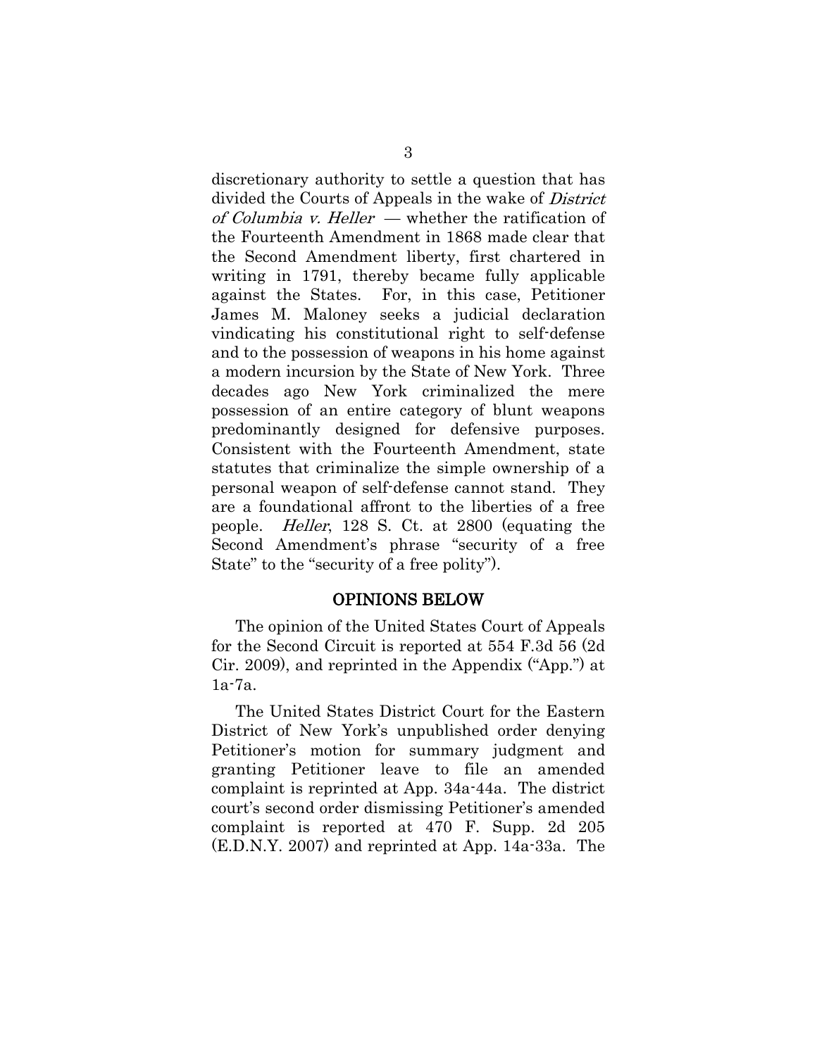discretionary authority to settle a question that has divided the Courts of Appeals in the wake of *District of Columbia v. Heller* — whether the ratification of the Fourteenth Amendment in 1868 made clear that the Second Amendment liberty, first chartered in writing in 1791, thereby became fully applicable against the States. For, in this case, Petitioner James M. Maloney seeks a judicial declaration vindicating his constitutional right to self-defense and to the possession of weapons in his home against a modern incursion by the State of New York. Three decades ago New York criminalized the mere possession of an entire category of blunt weapons predominantly designed for defensive purposes. Consistent with the Fourteenth Amendment, state statutes that criminalize the simple ownership of a personal weapon of self-defense cannot stand. They are a foundational affront to the liberties of a free people. *Heller*, 128 S. Ct. at 2800 (equating the Second Amendment's phrase "security of a free State" to the "security of a free polity").

## OPINIONS BELOW

The opinion of the United States Court of Appeals for the Second Circuit is reported at 554 F.3d 56 (2d Cir. 2009), and reprinted in the Appendix ("App.") at 1a-7a.

The United States District Court for the Eastern District of New York's unpublished order denying Petitioner's motion for summary judgment and granting Petitioner leave to file an amended complaint is reprinted at App. 34a-44a. The district court's second order dismissing Petitioner's amended complaint is reported at 470 F. Supp. 2d 205 (E.D.N.Y. 2007) and reprinted at App. 14a-33a. The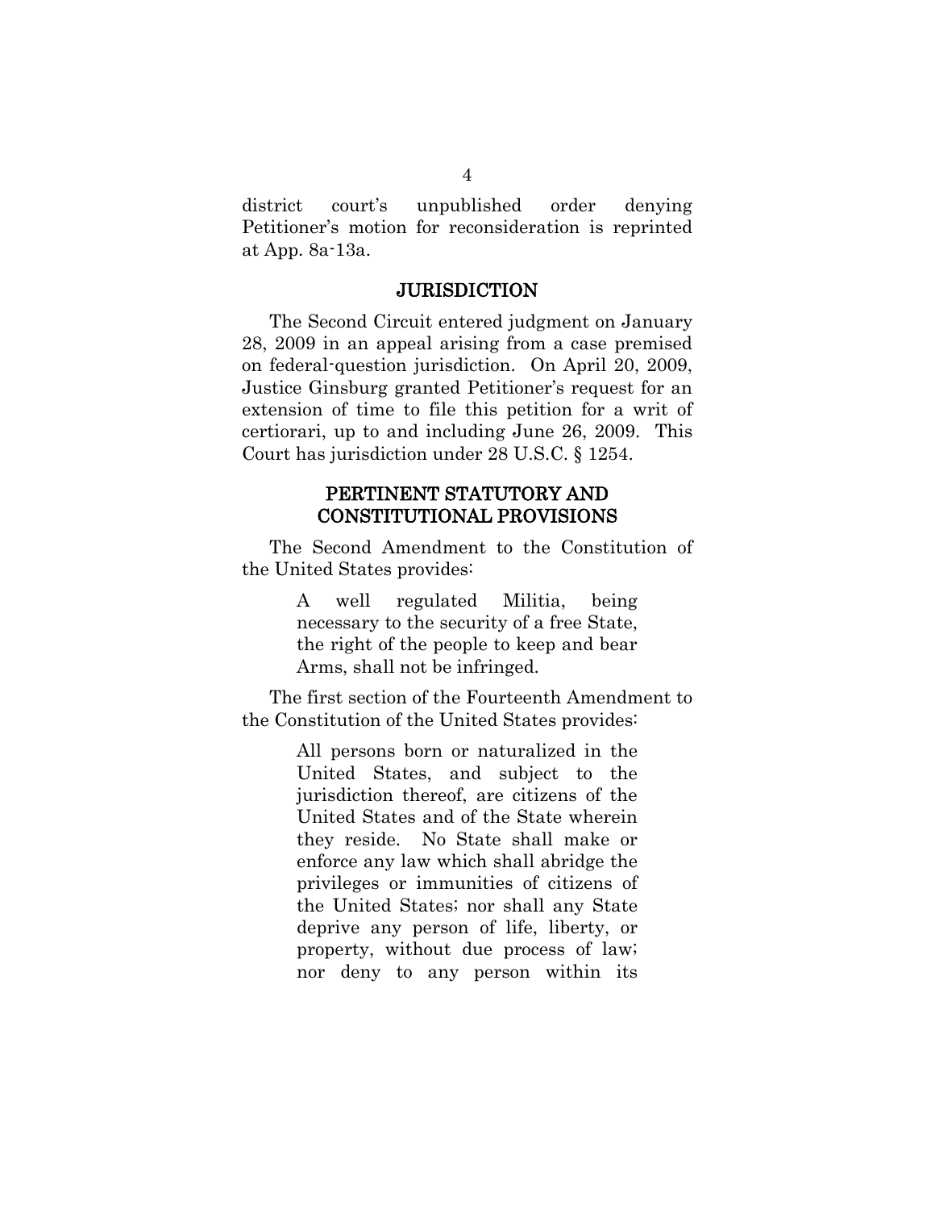district court's unpublished order denying Petitioner's motion for reconsideration is reprinted at App. 8a-13a.

## JURISDICTION

The Second Circuit entered judgment on January 28, 2009 in an appeal arising from a case premised on federal-question jurisdiction. On April 20, 2009, Justice Ginsburg granted Petitioner's request for an extension of time to file this petition for a writ of certiorari, up to and including June 26, 2009. This Court has jurisdiction under 28 U.S.C. § 1254.

## PERTINENT STATUTORY AND CONSTITUTIONAL PROVISIONS

The Second Amendment to the Constitution of the United States provides:

> A well regulated Militia, being necessary to the security of a free State, the right of the people to keep and bear Arms, shall not be infringed.

The first section of the Fourteenth Amendment to the Constitution of the United States provides:

> All persons born or naturalized in the United States, and subject to the jurisdiction thereof, are citizens of the United States and of the State wherein they reside. No State shall make or enforce any law which shall abridge the privileges or immunities of citizens of the United States; nor shall any State deprive any person of life, liberty, or property, without due process of law; nor deny to any person within its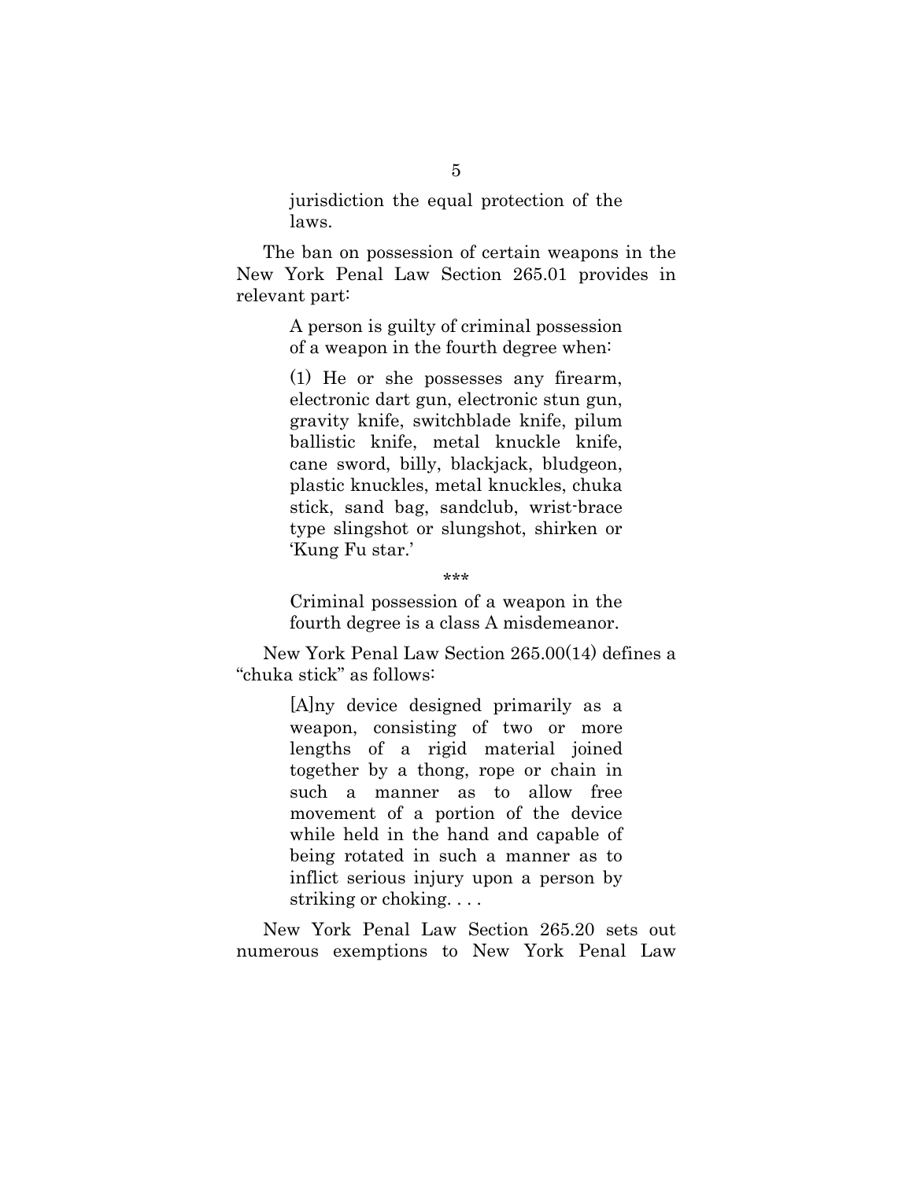> jurisdiction the equal protection of the laws.

The ban on possession of certain weapons in the New York Penal Law Section 265.01 provides in relevant part:

> A person is guilty of criminal possession of a weapon in the fourth degree when:
>
> (1) He or she possesses any firearm, electronic dart gun, electronic stun gun, gravity knife, switchblade knife, pilum ballistic knife, metal knuckle knife, cane sword, billy, blackjack, bludgeon, plastic knuckles, metal knuckles, chuka stick, sand bag, sandclub, wrist-brace type slingshot or slungshot, shirken or 'Kung Fu star.'
>
> \*\*\*
>
> Criminal possession of a weapon in the fourth degree is a class A misdemeanor.

New York Penal Law Section 265.00(14) defines a "chuka stick" as follows:

> [A]ny device designed primarily as a weapon, consisting of two or more lengths of a rigid material joined together by a thong, rope or chain in such a manner as to allow free movement of a portion of the device while held in the hand and capable of being rotated in such a manner as to inflict serious injury upon a person by striking or choking. . . .

New York Penal Law Section 265.20 sets out numerous exemptions to New York Penal Law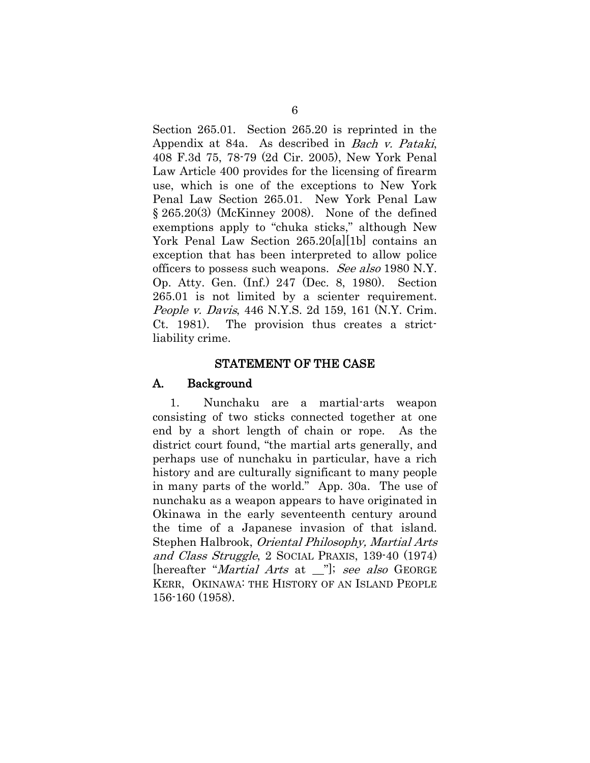Section 265.01. Section 265.20 is reprinted in the Appendix at 84a. As described in *Bach v. Pataki*, 408 F.3d 75, 78-79 (2d Cir. 2005), New York Penal Law Article 400 provides for the licensing of firearm use, which is one of the exceptions to New York Penal Law Section 265.01. New York Penal Law § 265.20(3) (McKinney 2008). None of the defined exemptions apply to "chuka sticks," although New York Penal Law Section 265.20[a][1b] contains an exception that has been interpreted to allow police officers to possess such weapons. *See also* 1980 N.Y. Op. Atty. Gen. (Inf.) 247 (Dec. 8, 1980). Section 265.01 is not limited by a scienter requirement. *People v. Davis*, 446 N.Y.S. 2d 159, 161 (N.Y. Crim. Ct. 1981). The provision thus creates a strict-liability crime.

## STATEMENT OF THE CASE

### A. Background

1. Nunchaku are a martial-arts weapon consisting of two sticks connected together at one end by a short length of chain or rope. As the district court found, "the martial arts generally, and perhaps use of nunchaku in particular, have a rich history and are culturally significant to many people in many parts of the world." App. 30a. The use of nunchaku as a weapon appears to have originated in Okinawa in the early seventeenth century around the time of a Japanese invasion of that island. Stephen Halbrook, *Oriental Philosophy, Martial Arts and Class Struggle*, 2 SOCIAL PRAXIS, 139-40 (1974) [hereafter "*Martial Arts* at __"]; *see also* GEORGE KERR, OKINAWA: THE HISTORY OF AN ISLAND PEOPLE 156-160 (1958).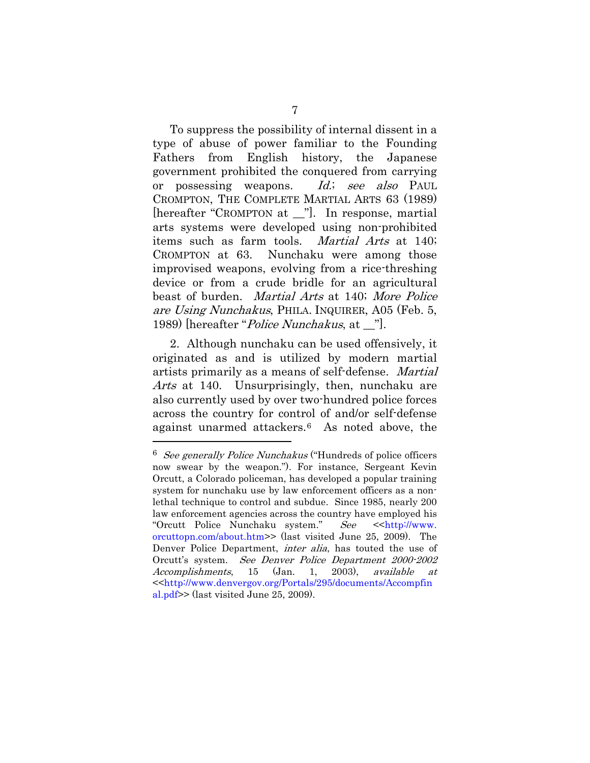To suppress the possibility of internal dissent in a type of abuse of power familiar to the Founding Fathers from English history, the Japanese government prohibited the conquered from carrying or possessing weapons. *Id.*; *see also* PAUL CROMPTON, THE COMPLETE MARTIAL ARTS 63 (1989) [hereafter "CROMPTON at __"]. In response, martial arts systems were developed using non-prohibited items such as farm tools. *Martial Arts* at 140; CROMPTON at 63. Nunchaku were among those improvised weapons, evolving from a rice-threshing device or from a crude bridle for an agricultural beast of burden. *Martial Arts* at 140; *More Police are Using Nunchakus*, PHILA. INQUIRER, A05 (Feb. 5, 1989) [hereafter "*Police Nunchakus*, at __"].

2. Although nunchaku can be used offensively, it originated as and is utilized by modern martial artists primarily as a means of self-defense. *Martial Arts* at 140. Unsurprisingly, then, nunchaku are also currently used by over two-hundred police forces across the country for control of and/or self-defense against unarmed attackers.[6] As noted above, the

---

[6] *See generally Police Nunchakus* ("Hundreds of police officers now swear by the weapon."). For instance, Sergeant Kevin Orcutt, a Colorado policeman, has developed a popular training system for nunchaku use by law enforcement officers as a non-lethal technique to control and subdue. Since 1985, nearly 200 law enforcement agencies across the country have employed his "Orcutt Police Nunchaku system." *See* <<http://www.orcuttopn.com/about.htm>> (last visited June 25, 2009). The Denver Police Department, *inter alia*, has touted the use of Orcutt's system. *See Denver Police Department 2000-2002 Accomplishments*, 15 (Jan. 1, 2003), *available at* <<http://www.denvergov.org/Portals/295/documents/Accompfinal.pdf>> (last visited June 25, 2009).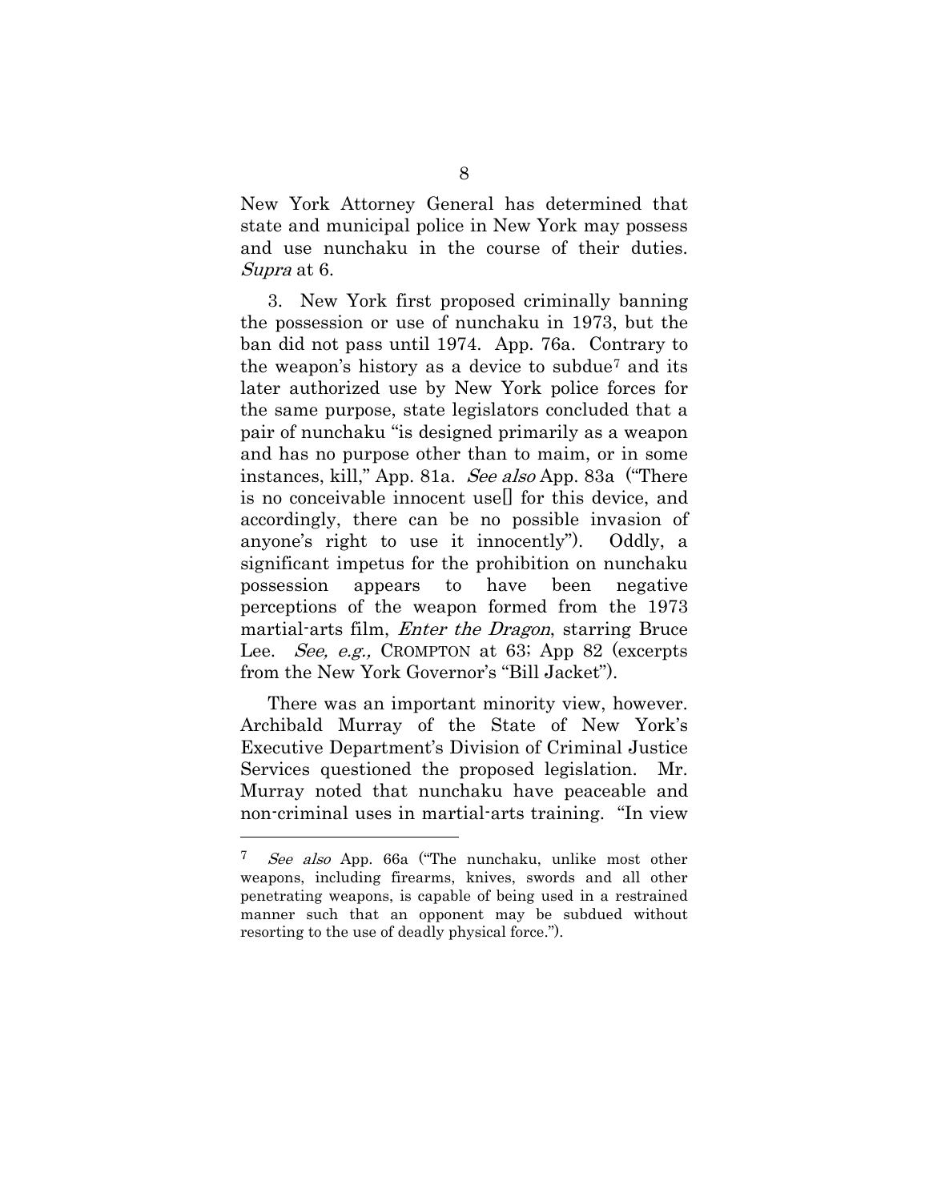New York Attorney General has determined that state and municipal police in New York may possess and use nunchaku in the course of their duties. *Supra* at 6.

3. New York first proposed criminally banning the possession or use of nunchaku in 1973, but the ban did not pass until 1974. App. 76a. Contrary to the weapon's history as a device to subdue[7] and its later authorized use by New York police forces for the same purpose, state legislators concluded that a pair of nunchaku "is designed primarily as a weapon and has no purpose other than to maim, or in some instances, kill," App. 81a. *See also* App. 83a ("There is no conceivable innocent use[] for this device, and accordingly, there can be no possible invasion of anyone's right to use it innocently"). Oddly, a significant impetus for the prohibition on nunchaku possession appears to have been negative perceptions of the weapon formed from the 1973 martial-arts film, *Enter the Dragon*, starring Bruce Lee. *See, e.g.,* CROMPTON at 63; App 82 (excerpts from the New York Governor's "Bill Jacket").

There was an important minority view, however. Archibald Murray of the State of New York's Executive Department's Division of Criminal Justice Services questioned the proposed legislation. Mr. Murray noted that nunchaku have peaceable and non-criminal uses in martial-arts training. "In view

---

[7] *See also* App. 66a ("The nunchaku, unlike most other weapons, including firearms, knives, swords and all other penetrating weapons, is capable of being used in a restrained manner such that an opponent may be subdued without resorting to the use of deadly physical force.").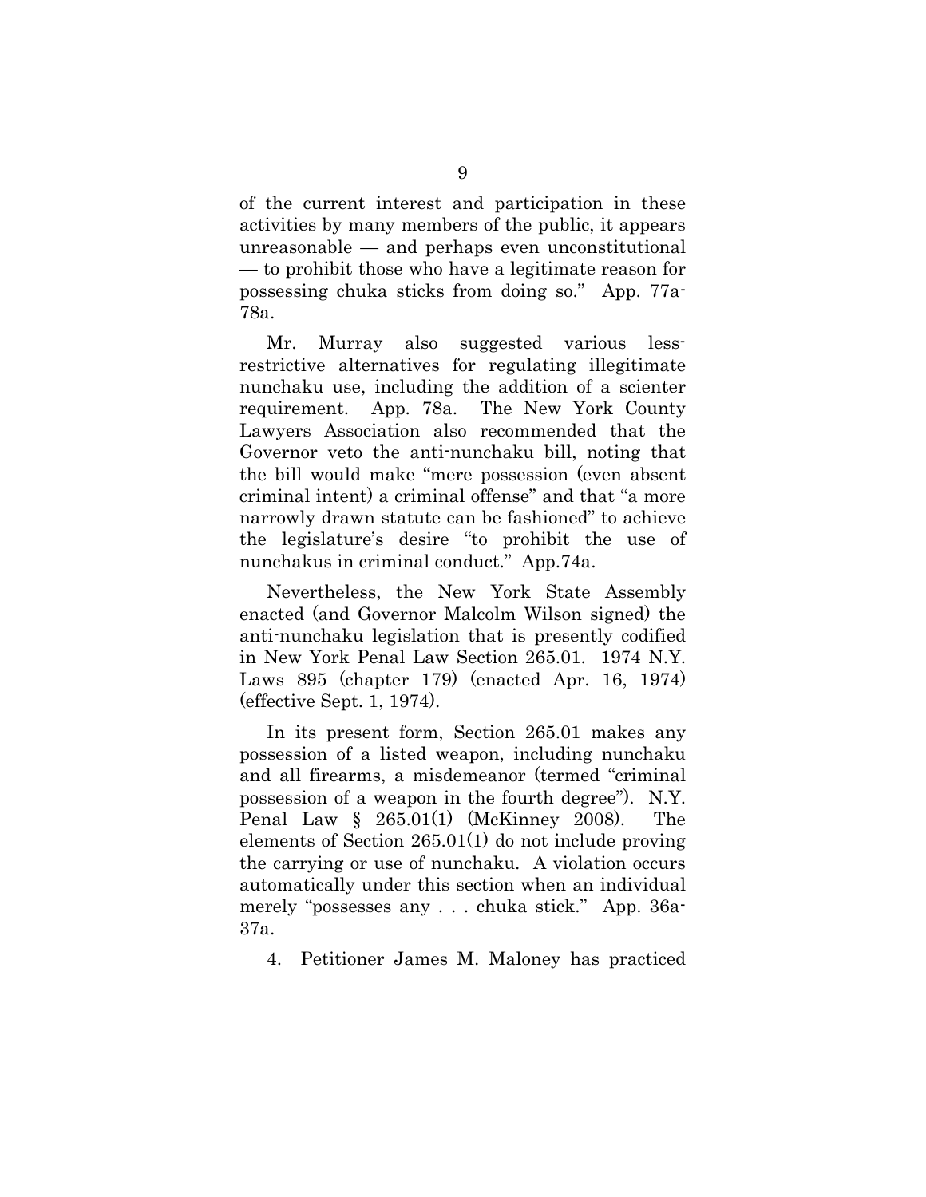of the current interest and participation in these activities by many members of the public, it appears unreasonable — and perhaps even unconstitutional — to prohibit those who have a legitimate reason for possessing chuka sticks from doing so." App. 77a-78a.

Mr. Murray also suggested various less-restrictive alternatives for regulating illegitimate nunchaku use, including the addition of a scienter requirement. App. 78a. The New York County Lawyers Association also recommended that the Governor veto the anti-nunchaku bill, noting that the bill would make "mere possession (even absent criminal intent) a criminal offense" and that "a more narrowly drawn statute can be fashioned" to achieve the legislature's desire "to prohibit the use of nunchakus in criminal conduct." App.74a.

Nevertheless, the New York State Assembly enacted (and Governor Malcolm Wilson signed) the anti-nunchaku legislation that is presently codified in New York Penal Law Section 265.01. 1974 N.Y. Laws 895 (chapter 179) (enacted Apr. 16, 1974) (effective Sept. 1, 1974).

In its present form, Section 265.01 makes any possession of a listed weapon, including nunchaku and all firearms, a misdemeanor (termed "criminal possession of a weapon in the fourth degree"). N.Y. Penal Law § 265.01(1) (McKinney 2008). The elements of Section 265.01(1) do not include proving the carrying or use of nunchaku. A violation occurs automatically under this section when an individual merely "possesses any . . . chuka stick." App. 36a-37a.

4. Petitioner James M. Maloney has practiced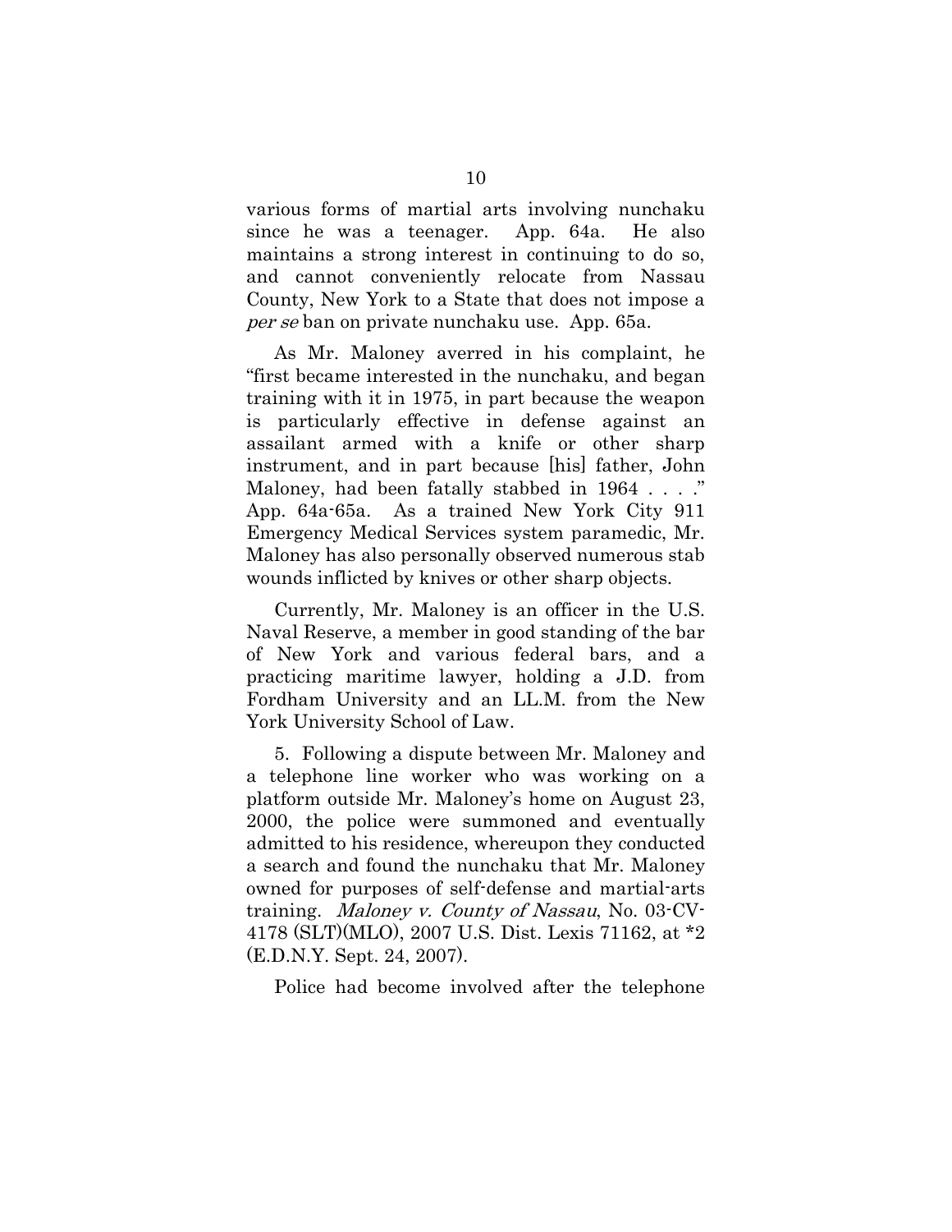various forms of martial arts involving nunchaku since he was a teenager. App. 64a. He also maintains a strong interest in continuing to do so, and cannot conveniently relocate from Nassau County, New York to a State that does not impose a *per se* ban on private nunchaku use. App. 65a.

As Mr. Maloney averred in his complaint, he "first became interested in the nunchaku, and began training with it in 1975, in part because the weapon is particularly effective in defense against an assailant armed with a knife or other sharp instrument, and in part because [his] father, John Maloney, had been fatally stabbed in 1964 . . . ." App. 64a-65a. As a trained New York City 911 Emergency Medical Services system paramedic, Mr. Maloney has also personally observed numerous stab wounds inflicted by knives or other sharp objects.

Currently, Mr. Maloney is an officer in the U.S. Naval Reserve, a member in good standing of the bar of New York and various federal bars, and a practicing maritime lawyer, holding a J.D. from Fordham University and an LL.M. from the New York University School of Law.

5. Following a dispute between Mr. Maloney and a telephone line worker who was working on a platform outside Mr. Maloney's home on August 23, 2000, the police were summoned and eventually admitted to his residence, whereupon they conducted a search and found the nunchaku that Mr. Maloney owned for purposes of self-defense and martial-arts training. *Maloney v. County of Nassau*, No. 03-CV-4178 (SLT)(MLO), 2007 U.S. Dist. Lexis 71162, at *2 (E.D.N.Y. Sept. 24, 2007).

Police had become involved after the telephone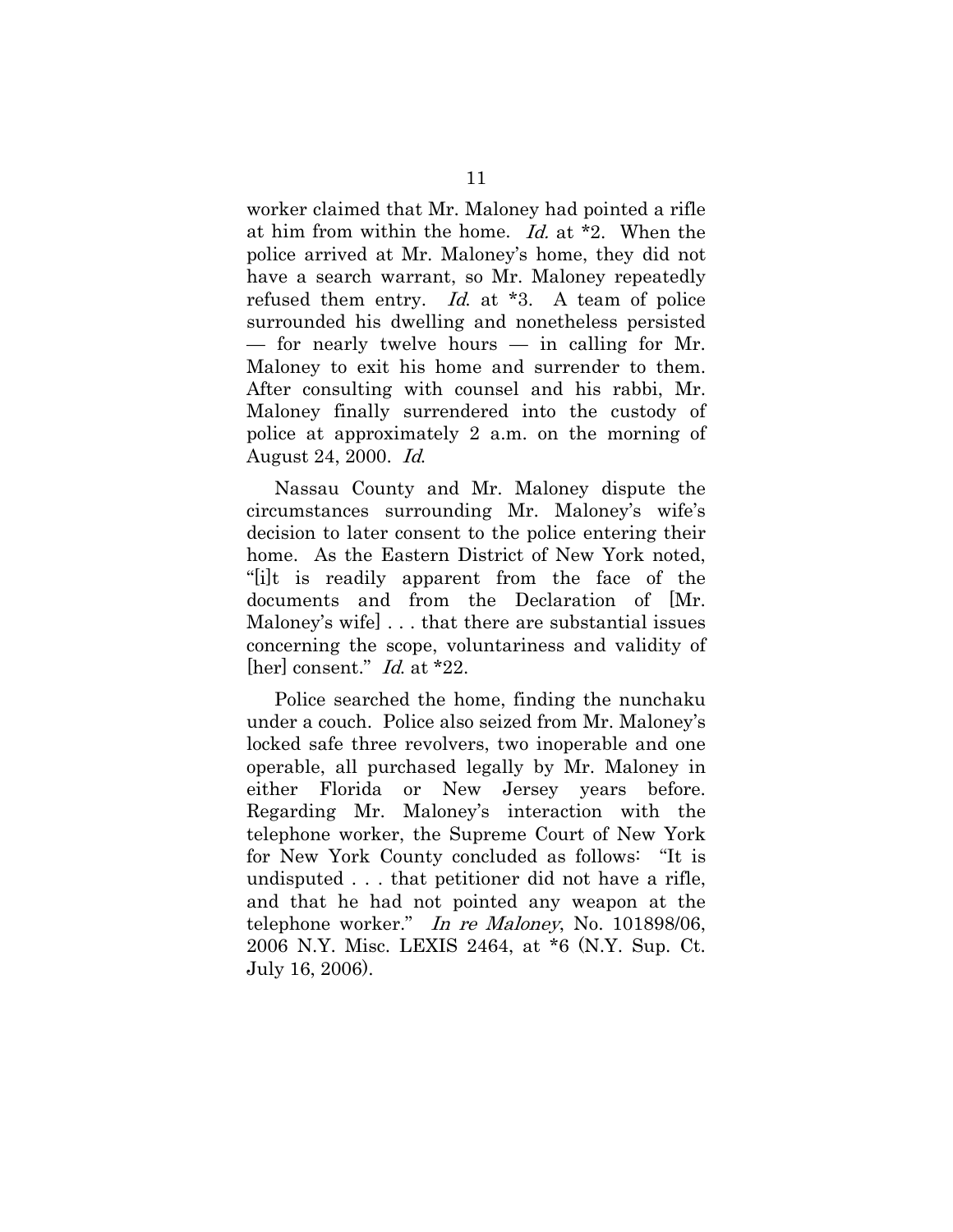worker claimed that Mr. Maloney had pointed a rifle at him from within the home. *Id.* at *2. When the police arrived at Mr. Maloney's home, they did not have a search warrant, so Mr. Maloney repeatedly refused them entry. *Id.* at *3. A team of police surrounded his dwelling and nonetheless persisted — for nearly twelve hours — in calling for Mr. Maloney to exit his home and surrender to them. After consulting with counsel and his rabbi, Mr. Maloney finally surrendered into the custody of police at approximately 2 a.m. on the morning of August 24, 2000. *Id.*

Nassau County and Mr. Maloney dispute the circumstances surrounding Mr. Maloney's wife's decision to later consent to the police entering their home. As the Eastern District of New York noted, "[i]t is readily apparent from the face of the documents and from the Declaration of [Mr. Maloney's wife] . . . that there are substantial issues concerning the scope, voluntariness and validity of [her] consent." *Id.* at *22.

Police searched the home, finding the nunchaku under a couch. Police also seized from Mr. Maloney's locked safe three revolvers, two inoperable and one operable, all purchased legally by Mr. Maloney in either Florida or New Jersey years before. Regarding Mr. Maloney's interaction with the telephone worker, the Supreme Court of New York for New York County concluded as follows: "It is undisputed . . . that petitioner did not have a rifle, and that he had not pointed any weapon at the telephone worker." *In re Maloney*, No. 101898/06, 2006 N.Y. Misc. LEXIS 2464, at *6 (N.Y. Sup. Ct. July 16, 2006).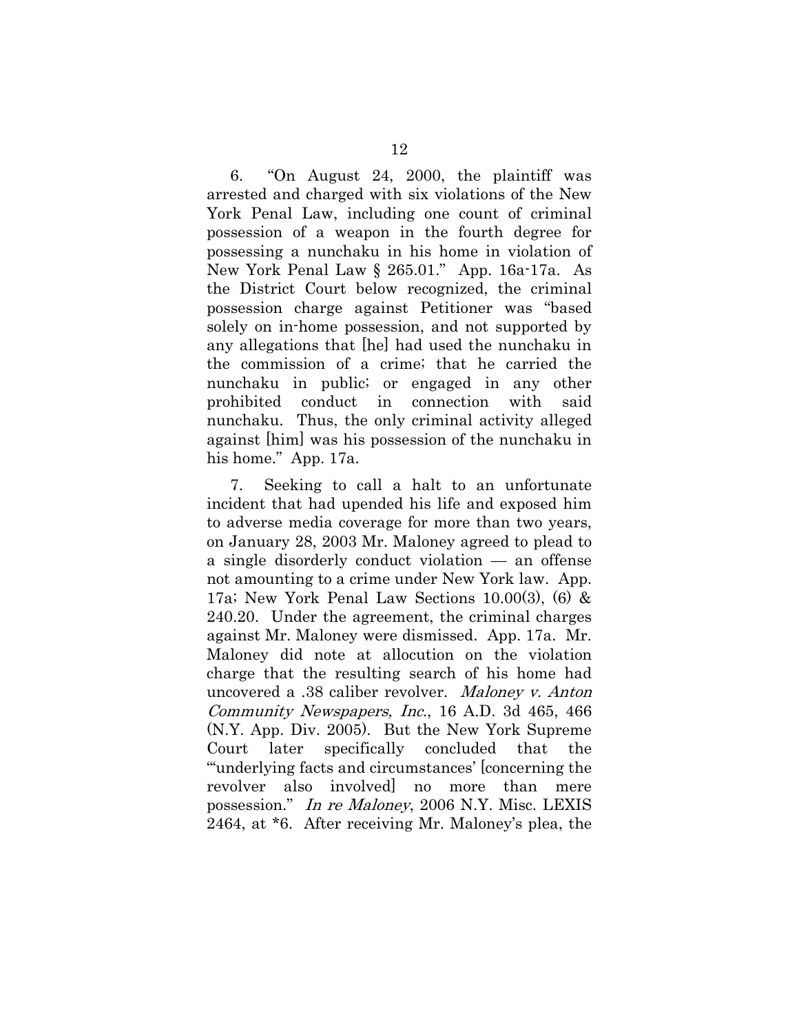6. "On August 24, 2000, the plaintiff was arrested and charged with six violations of the New York Penal Law, including one count of criminal possession of a weapon in the fourth degree for possessing a nunchaku in his home in violation of New York Penal Law § 265.01." App. 16a-17a. As the District Court below recognized, the criminal possession charge against Petitioner was "based solely on in-home possession, and not supported by any allegations that [he] had used the nunchaku in the commission of a crime; that he carried the nunchaku in public; or engaged in any other prohibited conduct in connection with said nunchaku. Thus, the only criminal activity alleged against [him] was his possession of the nunchaku in his home." App. 17a.

7. Seeking to call a halt to an unfortunate incident that had upended his life and exposed him to adverse media coverage for more than two years, on January 28, 2003 Mr. Maloney agreed to plead to a single disorderly conduct violation — an offense not amounting to a crime under New York law. App. 17a; New York Penal Law Sections 10.00(3), (6) & 240.20. Under the agreement, the criminal charges against Mr. Maloney were dismissed. App. 17a. Mr. Maloney did note at allocution on the violation charge that the resulting search of his home had uncovered a .38 caliber revolver. *Maloney v. Anton Community Newspapers, Inc.*, 16 A.D. 3d 465, 466 (N.Y. App. Div. 2005). But the New York Supreme Court later specifically concluded that the "'underlying facts and circumstances' [concerning the revolver also involved] no more than mere possession." *In re Maloney*, 2006 N.Y. Misc. LEXIS 2464, at *6. After receiving Mr. Maloney's plea, the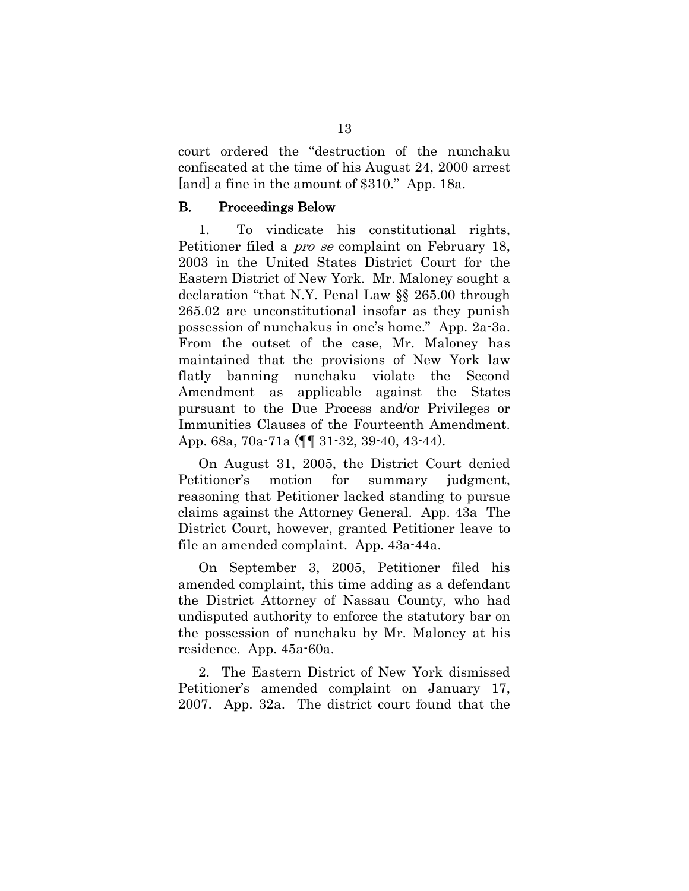court ordered the "destruction of the nunchaku confiscated at the time of his August 24, 2000 arrest [and] a fine in the amount of $310." App. 18a.

## B. Proceedings Below

1. To vindicate his constitutional rights, Petitioner filed a *pro se* complaint on February 18, 2003 in the United States District Court for the Eastern District of New York. Mr. Maloney sought a declaration "that N.Y. Penal Law §§ 265.00 through 265.02 are unconstitutional insofar as they punish possession of nunchakus in one's home." App. 2a-3a. From the outset of the case, Mr. Maloney has maintained that the provisions of New York law flatly banning nunchaku violate the Second Amendment as applicable against the States pursuant to the Due Process and/or Privileges or Immunities Clauses of the Fourteenth Amendment. App. 68a, 70a-71a (¶¶ 31-32, 39-40, 43-44).

On August 31, 2005, the District Court denied Petitioner's motion for summary judgment, reasoning that Petitioner lacked standing to pursue claims against the Attorney General. App. 43a The District Court, however, granted Petitioner leave to file an amended complaint. App. 43a-44a.

On September 3, 2005, Petitioner filed his amended complaint, this time adding as a defendant the District Attorney of Nassau County, who had undisputed authority to enforce the statutory bar on the possession of nunchaku by Mr. Maloney at his residence. App. 45a-60a.

2. The Eastern District of New York dismissed Petitioner's amended complaint on January 17, 2007. App. 32a. The district court found that the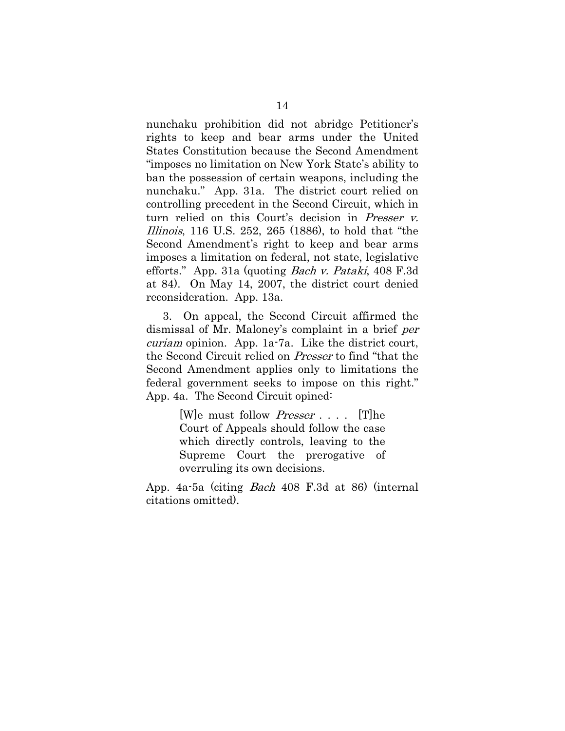nunchaku prohibition did not abridge Petitioner's rights to keep and bear arms under the United States Constitution because the Second Amendment "imposes no limitation on New York State's ability to ban the possession of certain weapons, including the nunchaku." App. 31a. The district court relied on controlling precedent in the Second Circuit, which in turn relied on this Court's decision in *Presser v. Illinois*, 116 U.S. 252, 265 (1886), to hold that "the Second Amendment's right to keep and bear arms imposes a limitation on federal, not state, legislative efforts." App. 31a (quoting *Bach v. Pataki*, 408 F.3d at 84). On May 14, 2007, the district court denied reconsideration. App. 13a.

3. On appeal, the Second Circuit affirmed the dismissal of Mr. Maloney's complaint in a brief *per curiam* opinion. App. 1a-7a. Like the district court, the Second Circuit relied on *Presser* to find "that the Second Amendment applies only to limitations the federal government seeks to impose on this right." App. 4a. The Second Circuit opined:

> [W]e must follow *Presser* . . . . [T]he Court of Appeals should follow the case which directly controls, leaving to the Supreme Court the prerogative of overruling its own decisions.

App. 4a-5a (citing *Bach* 408 F.3d at 86) (internal citations omitted).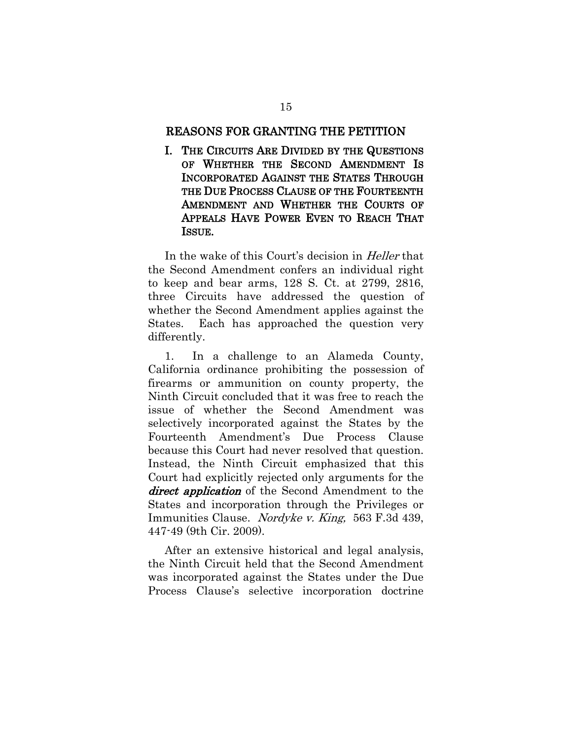## REASONS FOR GRANTING THE PETITION

### I. THE CIRCUITS ARE DIVIDED BY THE QUESTIONS OF WHETHER THE SECOND AMENDMENT IS INCORPORATED AGAINST THE STATES THROUGH THE DUE PROCESS CLAUSE OF THE FOURTEENTH AMENDMENT AND WHETHER THE COURTS OF APPEALS HAVE POWER EVEN TO REACH THAT ISSUE.

In the wake of this Court's decision in *Heller* that the Second Amendment confers an individual right to keep and bear arms, 128 S. Ct. at 2799, 2816, three Circuits have addressed the question of whether the Second Amendment applies against the States. Each has approached the question very differently.

1. In a challenge to an Alameda County, California ordinance prohibiting the possession of firearms or ammunition on county property, the Ninth Circuit concluded that it was free to reach the issue of whether the Second Amendment was selectively incorporated against the States by the Fourteenth Amendment's Due Process Clause because this Court had never resolved that question. Instead, the Ninth Circuit emphasized that this Court had explicitly rejected only arguments for the ***direct application*** of the Second Amendment to the States and incorporation through the Privileges or Immunities Clause. *Nordyke v. King,* 563 F.3d 439, 447-49 (9th Cir. 2009).

After an extensive historical and legal analysis, the Ninth Circuit held that the Second Amendment was incorporated against the States under the Due Process Clause's selective incorporation doctrine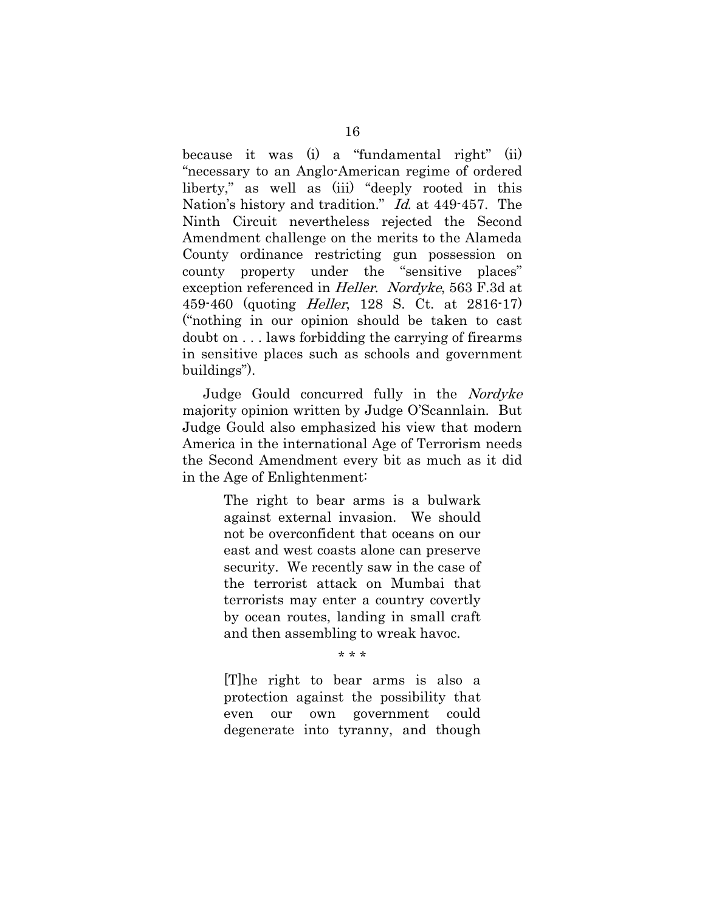because it was (i) a "fundamental right" (ii) "necessary to an Anglo-American regime of ordered liberty," as well as (iii) "deeply rooted in this Nation's history and tradition." *Id.* at 449-457. The Ninth Circuit nevertheless rejected the Second Amendment challenge on the merits to the Alameda County ordinance restricting gun possession on county property under the "sensitive places" exception referenced in *Heller*. *Nordyke*, 563 F.3d at 459-460 (quoting *Heller*, 128 S. Ct. at 2816-17) ("nothing in our opinion should be taken to cast doubt on . . . laws forbidding the carrying of firearms in sensitive places such as schools and government buildings").

Judge Gould concurred fully in the *Nordyke* majority opinion written by Judge O'Scannlain. But Judge Gould also emphasized his view that modern America in the international Age of Terrorism needs the Second Amendment every bit as much as it did in the Age of Enlightenment:

> The right to bear arms is a bulwark against external invasion. We should not be overconfident that oceans on our east and west coasts alone can preserve security. We recently saw in the case of the terrorist attack on Mumbai that terrorists may enter a country covertly by ocean routes, landing in small craft and then assembling to wreak havoc.
>
> \* \* \*
>
> [T]he right to bear arms is also a protection against the possibility that even our own government could degenerate into tyranny, and though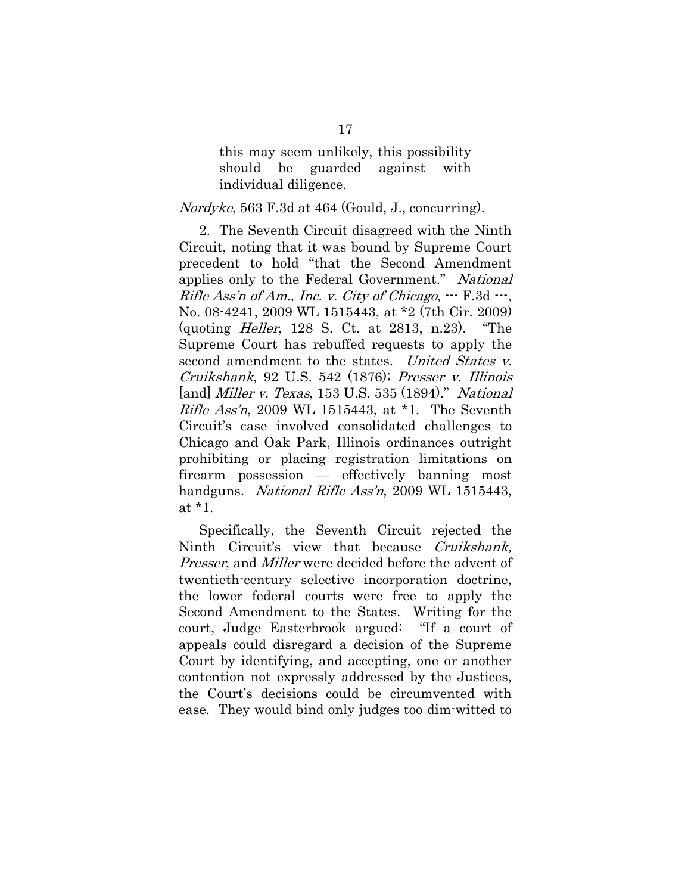> this may seem unlikely, this possibility should be guarded against with individual diligence.

*Nordyke*, 563 F.3d at 464 (Gould, J., concurring).

2. The Seventh Circuit disagreed with the Ninth Circuit, noting that it was bound by Supreme Court precedent to hold "that the Second Amendment applies only to the Federal Government." *National Rifle Ass'n of Am., Inc. v. City of Chicago*, --- F.3d ---, No. 08-4241, 2009 WL 1515443, at *2 (7th Cir. 2009) (quoting *Heller*, 128 S. Ct. at 2813, n.23). "The Supreme Court has rebuffed requests to apply the second amendment to the states. *United States v. Cruikshank*, 92 U.S. 542 (1876); *Presser v. Illinois* [and] *Miller v. Texas*, 153 U.S. 535 (1894)." *National Rifle Ass'n*, 2009 WL 1515443, at *1. The Seventh Circuit's case involved consolidated challenges to Chicago and Oak Park, Illinois ordinances outright prohibiting or placing registration limitations on firearm possession — effectively banning most handguns. *National Rifle Ass'n*, 2009 WL 1515443, at *1.

Specifically, the Seventh Circuit rejected the Ninth Circuit's view that because *Cruikshank*, *Presser*, and *Miller* were decided before the advent of twentieth-century selective incorporation doctrine, the lower federal courts were free to apply the Second Amendment to the States. Writing for the court, Judge Easterbrook argued: "If a court of appeals could disregard a decision of the Supreme Court by identifying, and accepting, one or another contention not expressly addressed by the Justices, the Court's decisions could be circumvented with ease. They would bind only judges too dim-witted to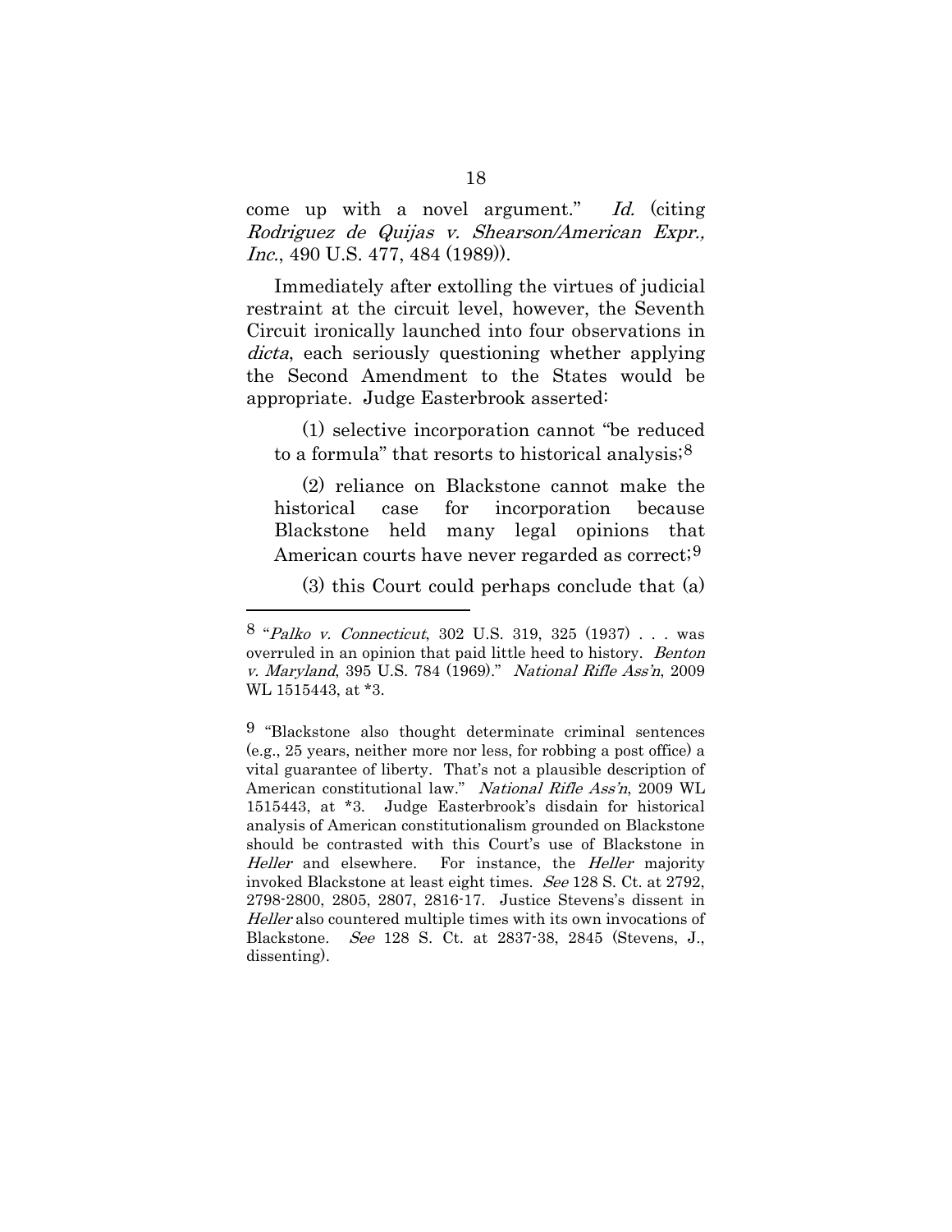come up with a novel argument." *Id.* (citing *Rodriguez de Quijas v. Shearson/American Expr., Inc.*, 490 U.S. 477, 484 (1989)).

Immediately after extolling the virtues of judicial restraint at the circuit level, however, the Seventh Circuit ironically launched into four observations in *dicta*, each seriously questioning whether applying the Second Amendment to the States would be appropriate. Judge Easterbrook asserted:

(1) selective incorporation cannot "be reduced to a formula" that resorts to historical analysis;[8]

(2) reliance on Blackstone cannot make the historical case for incorporation because Blackstone held many legal opinions that American courts have never regarded as correct;[9]

(3) this Court could perhaps conclude that (a)

---

[8] "*Palko v. Connecticut*, 302 U.S. 319, 325 (1937) . . . was overruled in an opinion that paid little heed to history. *Benton v. Maryland*, 395 U.S. 784 (1969)." *National Rifle Ass'n*, 2009 WL 1515443, at *3.

[9] "Blackstone also thought determinate criminal sentences (e.g., 25 years, neither more nor less, for robbing a post office) a vital guarantee of liberty. That's not a plausible description of American constitutional law." *National Rifle Ass'n*, 2009 WL 1515443, at *3. Judge Easterbrook's disdain for historical analysis of American constitutionalism grounded on Blackstone should be contrasted with this Court's use of Blackstone in *Heller* and elsewhere. For instance, the *Heller* majority invoked Blackstone at least eight times. *See* 128 S. Ct. at 2792, 2798-2800, 2805, 2807, 2816-17. Justice Stevens's dissent in *Heller* also countered multiple times with its own invocations of Blackstone. *See* 128 S. Ct. at 2837-38, 2845 (Stevens, J., dissenting).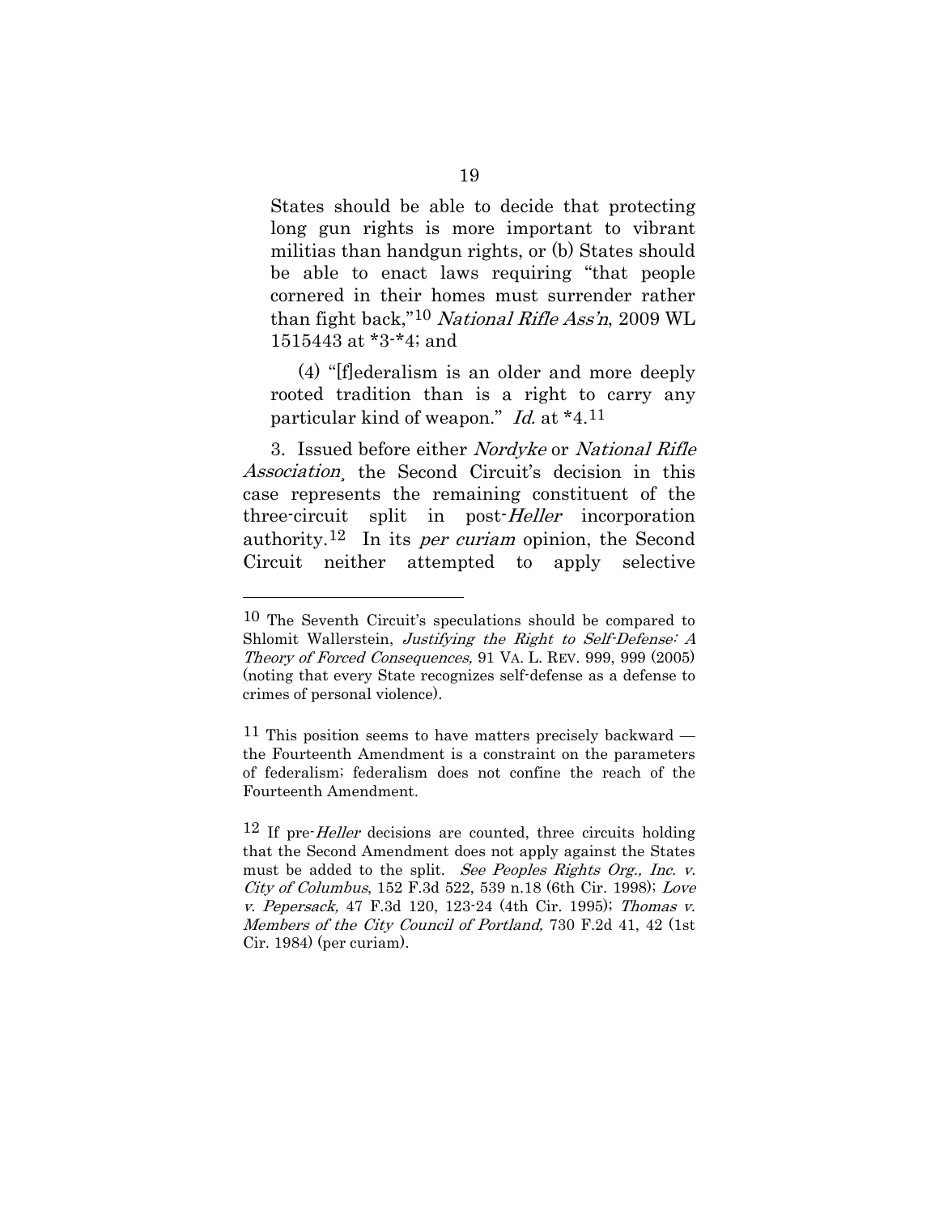States should be able to decide that protecting long gun rights is more important to vibrant militias than handgun rights, or (b) States should be able to enact laws requiring "that people cornered in their homes must surrender rather than fight back,"[10] *National Rifle Ass'n*, 2009 WL 1515443 at *3-*4; and

(4) "[f]ederalism is an older and more deeply rooted tradition than is a right to carry any particular kind of weapon." *Id.* at *4.[11]

3. Issued before either *Nordyke* or *National Rifle Association*, the Second Circuit's decision in this case represents the remaining constituent of the three-circuit split in post-*Heller* incorporation authority.[12] In its *per curiam* opinion, the Second Circuit neither attempted to apply selective

---

[10] The Seventh Circuit's speculations should be compared to Shlomit Wallerstein, *Justifying the Right to Self-Defense: A Theory of Forced Consequences,* 91 VA. L. REV. 999, 999 (2005) (noting that every State recognizes self-defense as a defense to crimes of personal violence).

[11] This position seems to have matters precisely backward — the Fourteenth Amendment is a constraint on the parameters of federalism; federalism does not confine the reach of the Fourteenth Amendment.

[12] If pre-*Heller* decisions are counted, three circuits holding that the Second Amendment does not apply against the States must be added to the split. *See Peoples Rights Org., Inc. v. City of Columbus*, 152 F.3d 522, 539 n.18 (6th Cir. 1998); *Love v. Pepersack,* 47 F.3d 120, 123-24 (4th Cir. 1995); *Thomas v. Members of the City Council of Portland,* 730 F.2d 41, 42 (1st Cir. 1984) (per curiam).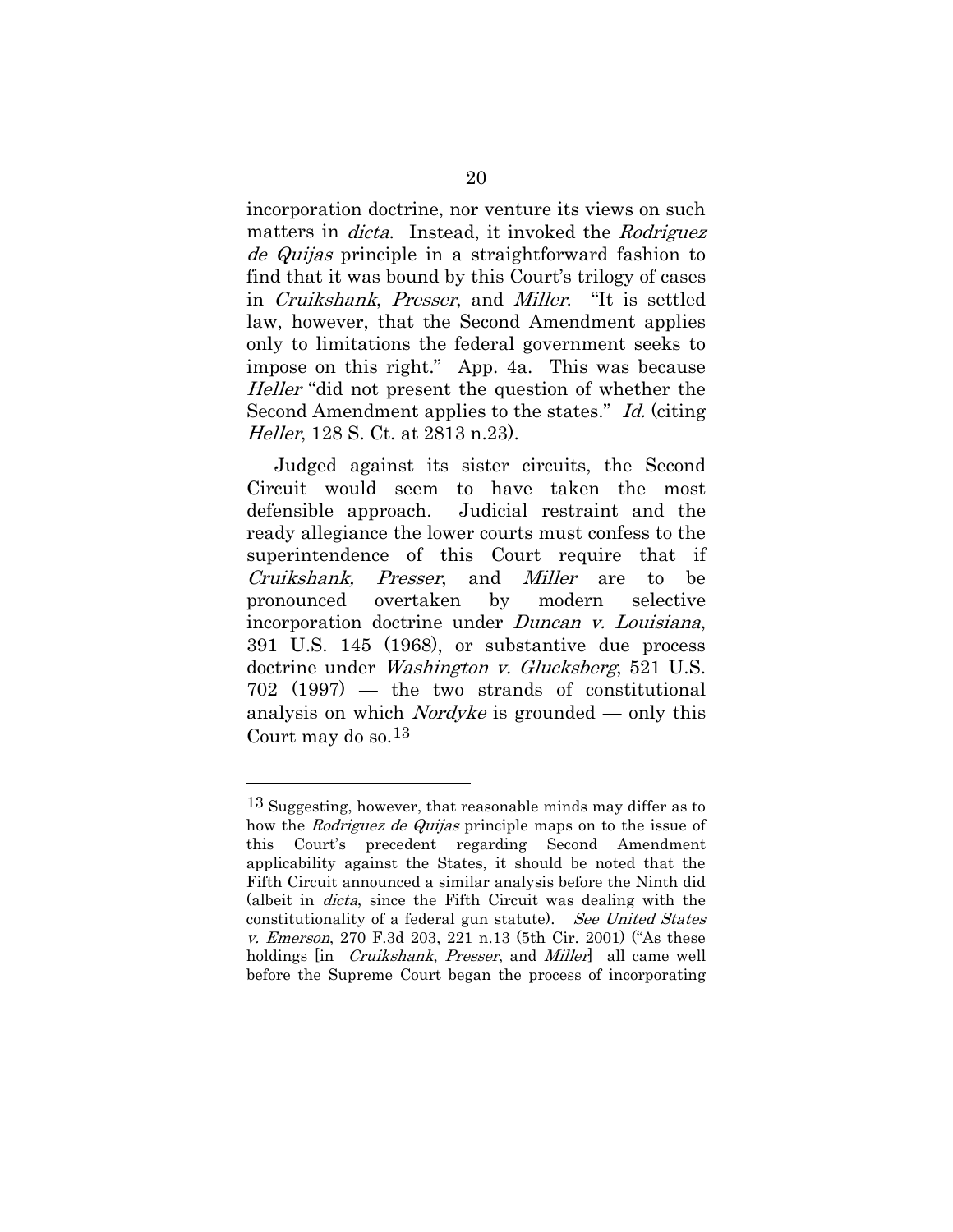incorporation doctrine, nor venture its views on such matters in *dicta*. Instead, it invoked the *Rodriguez de Quijas* principle in a straightforward fashion to find that it was bound by this Court's trilogy of cases in *Cruikshank*, *Presser*, and *Miller*. "It is settled law, however, that the Second Amendment applies only to limitations the federal government seeks to impose on this right." App. 4a. This was because *Heller* "did not present the question of whether the Second Amendment applies to the states." *Id.* (citing *Heller*, 128 S. Ct. at 2813 n.23).

Judged against its sister circuits, the Second Circuit would seem to have taken the most defensible approach. Judicial restraint and the ready allegiance the lower courts must confess to the superintendence of this Court require that if *Cruikshank, Presser*, and *Miller* are to be pronounced overtaken by modern selective incorporation doctrine under *Duncan v. Louisiana*, 391 U.S. 145 (1968), or substantive due process doctrine under *Washington v. Glucksberg*, 521 U.S. 702 (1997) — the two strands of constitutional analysis on which *Nordyke* is grounded — only this Court may do so.[13]

---

[13] Suggesting, however, that reasonable minds may differ as to how the *Rodriguez de Quijas* principle maps on to the issue of this Court's precedent regarding Second Amendment applicability against the States, it should be noted that the Fifth Circuit announced a similar analysis before the Ninth did (albeit in *dicta*, since the Fifth Circuit was dealing with the constitutionality of a federal gun statute). *See United States v. Emerson*, 270 F.3d 203, 221 n.13 (5th Cir. 2001) ("As these holdings [in *Cruikshank*, *Presser*, and *Miller*] all came well before the Supreme Court began the process of incorporating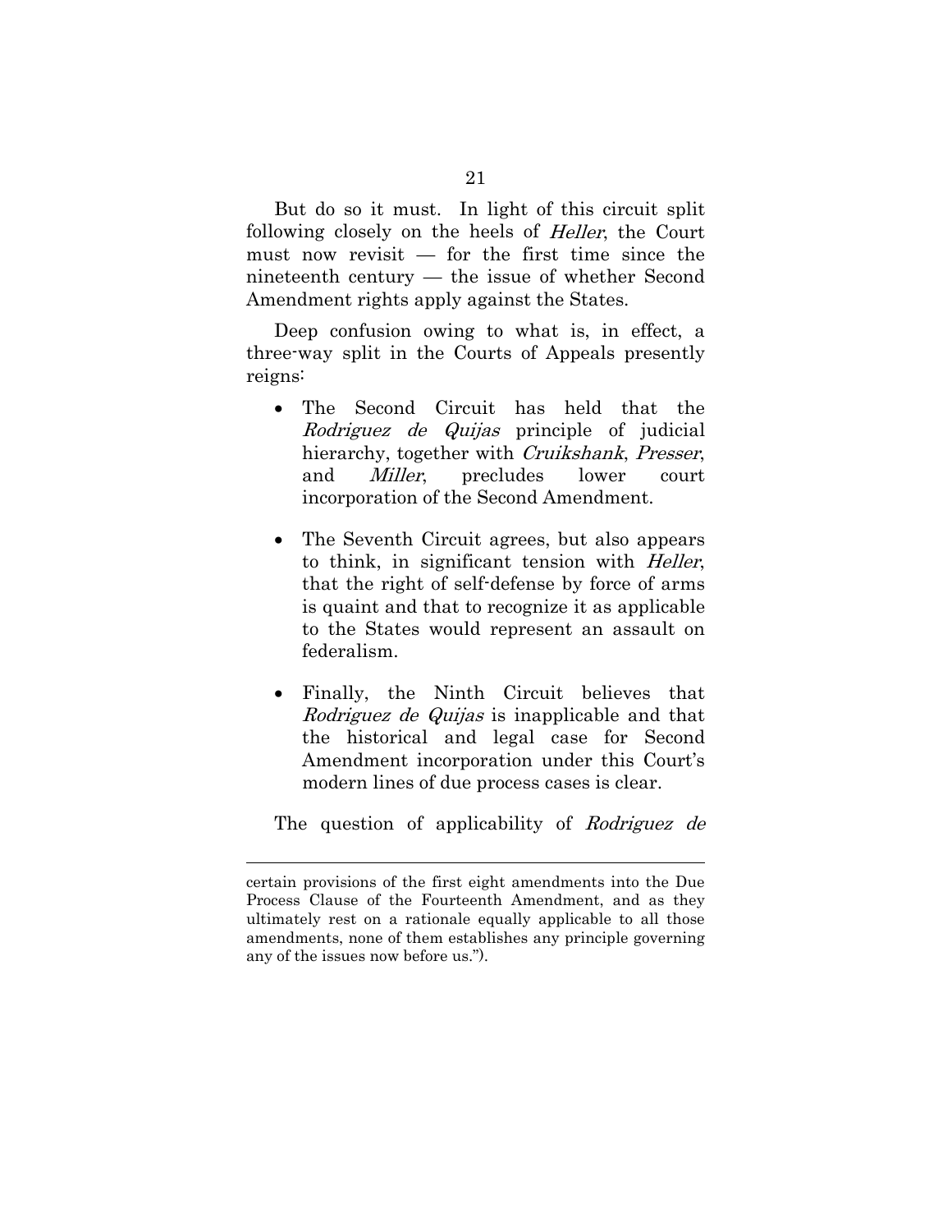But do so it must. In light of this circuit split following closely on the heels of *Heller*, the Court must now revisit — for the first time since the nineteenth century — the issue of whether Second Amendment rights apply against the States.

Deep confusion owing to what is, in effect, a three-way split in the Courts of Appeals presently reigns:

- The Second Circuit has held that the *Rodriguez de Quijas* principle of judicial hierarchy, together with *Cruikshank*, *Presser*, and *Miller*, precludes lower court incorporation of the Second Amendment.

- The Seventh Circuit agrees, but also appears to think, in significant tension with *Heller*, that the right of self-defense by force of arms is quaint and that to recognize it as applicable to the States would represent an assault on federalism.

- Finally, the Ninth Circuit believes that *Rodriguez de Quijas* is inapplicable and that the historical and legal case for Second Amendment incorporation under this Court's modern lines of due process cases is clear.

The question of applicability of *Rodriguez de*

---

certain provisions of the first eight amendments into the Due Process Clause of the Fourteenth Amendment, and as they ultimately rest on a rationale equally applicable to all those amendments, none of them establishes any principle governing any of the issues now before us.").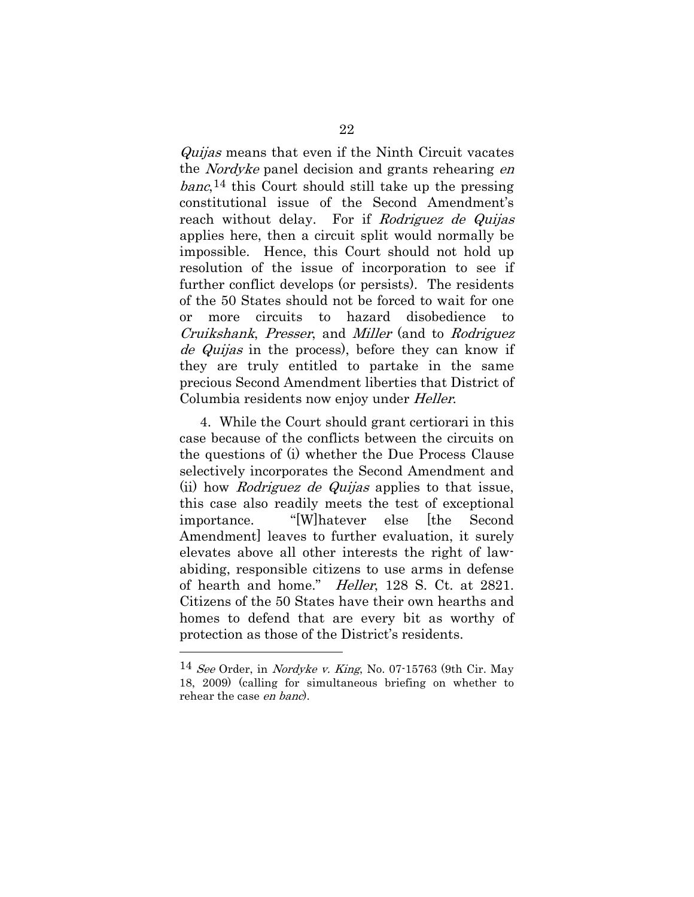*Quijas* means that even if the Ninth Circuit vacates the *Nordyke* panel decision and grants rehearing *en banc*,[14] this Court should still take up the pressing constitutional issue of the Second Amendment's reach without delay. For if *Rodriguez de Quijas* applies here, then a circuit split would normally be impossible. Hence, this Court should not hold up resolution of the issue of incorporation to see if further conflict develops (or persists). The residents of the 50 States should not be forced to wait for one or more circuits to hazard disobedience to *Cruikshank*, *Presser*, and *Miller* (and to *Rodriguez de Quijas* in the process), before they can know if they are truly entitled to partake in the same precious Second Amendment liberties that District of Columbia residents now enjoy under *Heller*.

4. While the Court should grant certiorari in this case because of the conflicts between the circuits on the questions of (i) whether the Due Process Clause selectively incorporates the Second Amendment and (ii) how *Rodriguez de Quijas* applies to that issue, this case also readily meets the test of exceptional importance. "[W]hatever else [the Second Amendment] leaves to further evaluation, it surely elevates above all other interests the right of law-abiding, responsible citizens to use arms in defense of hearth and home." *Heller*, 128 S. Ct. at 2821. Citizens of the 50 States have their own hearths and homes to defend that are every bit as worthy of protection as those of the District's residents.

---

[14] *See* Order, in *Nordyke v. King*, No. 07-15763 (9th Cir. May 18, 2009) (calling for simultaneous briefing on whether to rehear the case *en banc*).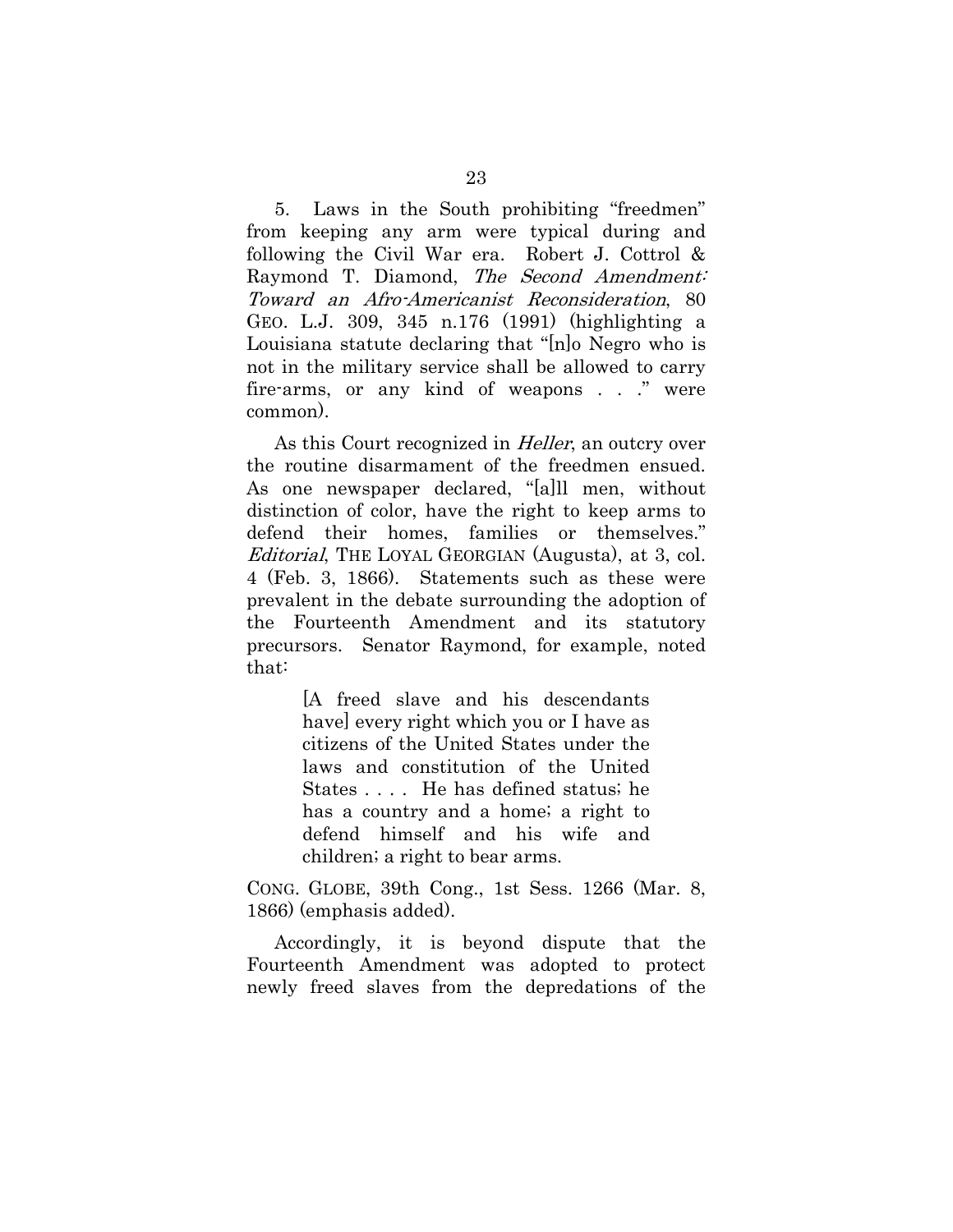5. Laws in the South prohibiting "freedmen" from keeping any arm were typical during and following the Civil War era. Robert J. Cottrol & Raymond T. Diamond, *The Second Amendment: Toward an Afro-Americanist Reconsideration*, 80 GEO. L.J. 309, 345 n.176 (1991) (highlighting a Louisiana statute declaring that "[n]o Negro who is not in the military service shall be allowed to carry fire-arms, or any kind of weapons . . ." were common).

As this Court recognized in *Heller*, an outcry over the routine disarmament of the freedmen ensued. As one newspaper declared, "[a]ll men, without distinction of color, have the right to keep arms to defend their homes, families or themselves." *Editorial*, THE LOYAL GEORGIAN (Augusta), at 3, col. 4 (Feb. 3, 1866). Statements such as these were prevalent in the debate surrounding the adoption of the Fourteenth Amendment and its statutory precursors. Senator Raymond, for example, noted that:

> [A freed slave and his descendants have] every right which you or I have as citizens of the United States under the laws and constitution of the United States . . . . He has defined status; he has a country and a home; a right to defend himself and his wife and children; a right to bear arms.

CONG. GLOBE, 39th Cong., 1st Sess. 1266 (Mar. 8, 1866) (emphasis added).

Accordingly, it is beyond dispute that the Fourteenth Amendment was adopted to protect newly freed slaves from the depredations of the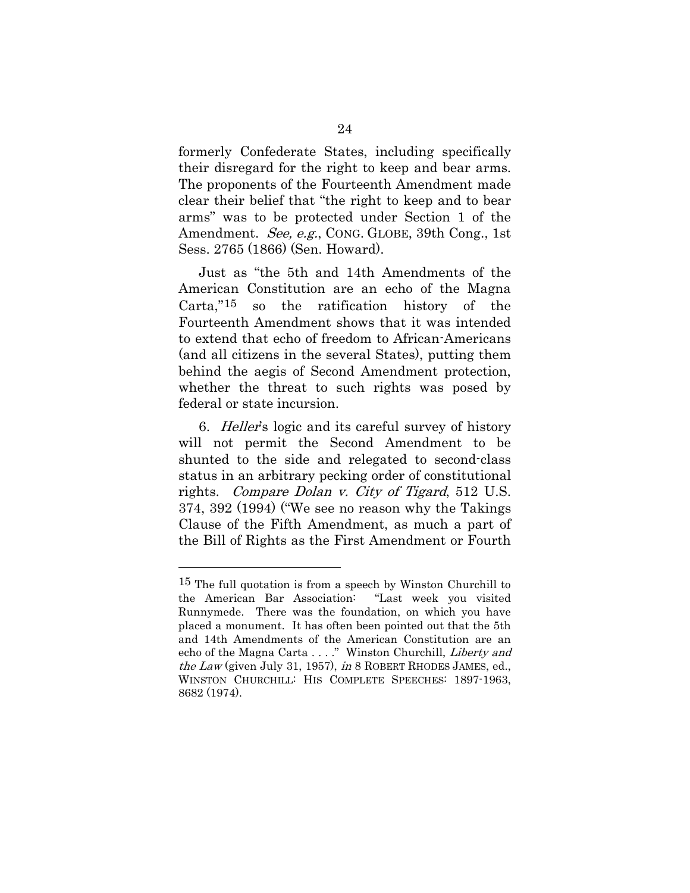formerly Confederate States, including specifically their disregard for the right to keep and bear arms. The proponents of the Fourteenth Amendment made clear their belief that "the right to keep and to bear arms" was to be protected under Section 1 of the Amendment. *See, e.g.*, CONG. GLOBE, 39th Cong., 1st Sess. 2765 (1866) (Sen. Howard).

Just as "the 5th and 14th Amendments of the American Constitution are an echo of the Magna Carta,"[15] so the ratification history of the Fourteenth Amendment shows that it was intended to extend that echo of freedom to African-Americans (and all citizens in the several States), putting them behind the aegis of Second Amendment protection, whether the threat to such rights was posed by federal or state incursion.

6. *Heller*'s logic and its careful survey of history will not permit the Second Amendment to be shunted to the side and relegated to second-class status in an arbitrary pecking order of constitutional rights. *Compare Dolan v. City of Tigard*, 512 U.S. 374, 392 (1994) ("We see no reason why the Takings Clause of the Fifth Amendment, as much a part of the Bill of Rights as the First Amendment or Fourth

---

[15] The full quotation is from a speech by Winston Churchill to the American Bar Association: "Last week you visited Runnymede. There was the foundation, on which you have placed a monument. It has often been pointed out that the 5th and 14th Amendments of the American Constitution are an echo of the Magna Carta . . . ." Winston Churchill, *Liberty and the Law* (given July 31, 1957), *in* 8 ROBERT RHODES JAMES, ed., WINSTON CHURCHILL: HIS COMPLETE SPEECHES: 1897-1963, 8682 (1974).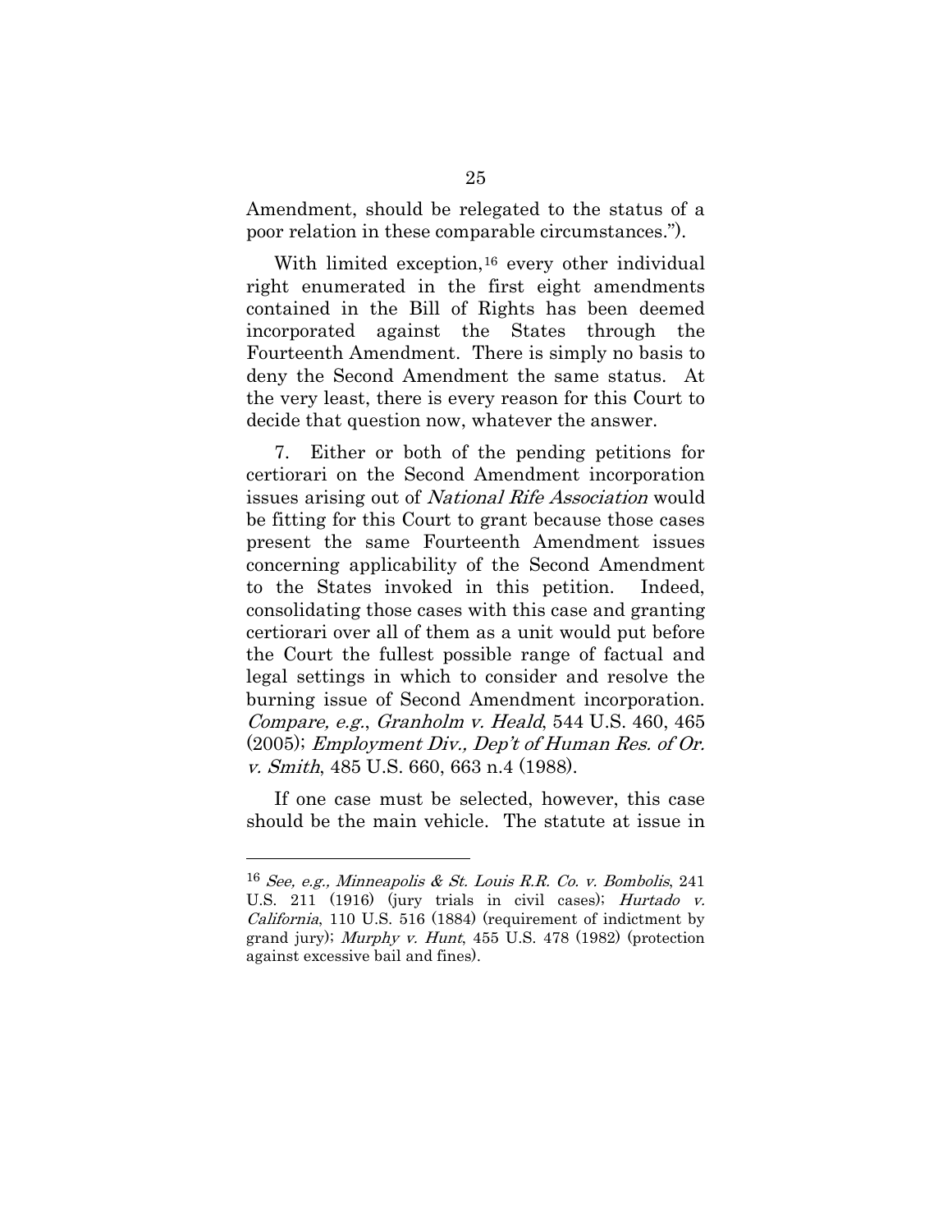Amendment, should be relegated to the status of a poor relation in these comparable circumstances.").

With limited exception,[16] every other individual right enumerated in the first eight amendments contained in the Bill of Rights has been deemed incorporated against the States through the Fourteenth Amendment. There is simply no basis to deny the Second Amendment the same status. At the very least, there is every reason for this Court to decide that question now, whatever the answer.

7. Either or both of the pending petitions for certiorari on the Second Amendment incorporation issues arising out of *National Rife Association* would be fitting for this Court to grant because those cases present the same Fourteenth Amendment issues concerning applicability of the Second Amendment to the States invoked in this petition. Indeed, consolidating those cases with this case and granting certiorari over all of them as a unit would put before the Court the fullest possible range of factual and legal settings in which to consider and resolve the burning issue of Second Amendment incorporation. *Compare, e.g.*, *Granholm v. Heald*, 544 U.S. 460, 465 (2005); *Employment Div., Dep't of Human Res. of Or. v. Smith*, 485 U.S. 660, 663 n.4 (1988).

If one case must be selected, however, this case should be the main vehicle. The statute at issue in

---

[16] *See, e.g., Minneapolis & St. Louis R.R. Co. v. Bombolis*, 241 U.S. 211 (1916) (jury trials in civil cases); *Hurtado v. California*, 110 U.S. 516 (1884) (requirement of indictment by grand jury); *Murphy v. Hunt*, 455 U.S. 478 (1982) (protection against excessive bail and fines).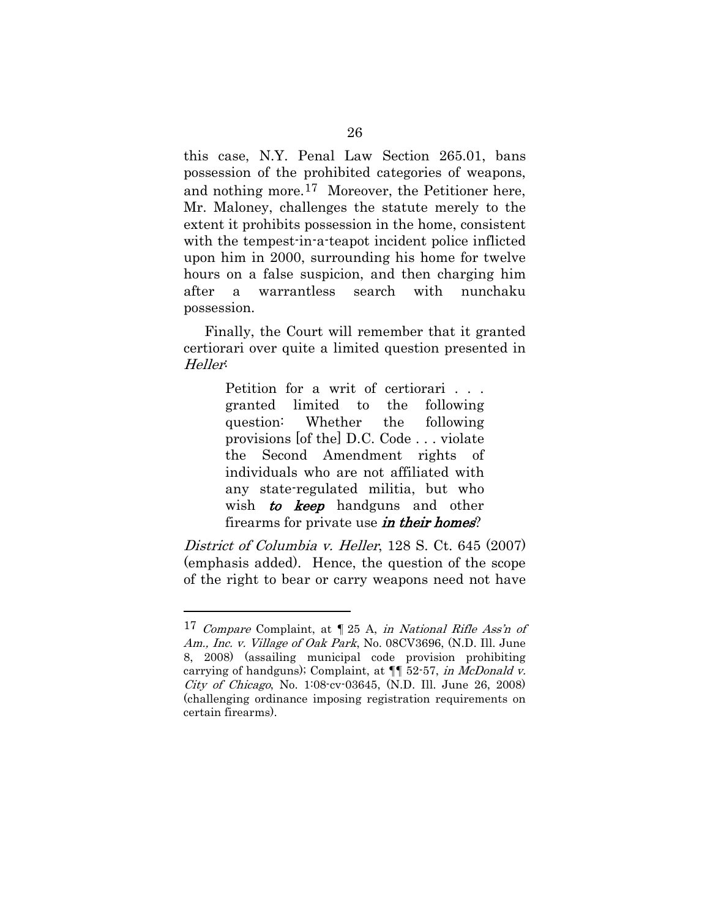this case, N.Y. Penal Law Section 265.01, bans possession of the prohibited categories of weapons, and nothing more.[17] Moreover, the Petitioner here, Mr. Maloney, challenges the statute merely to the extent it prohibits possession in the home, consistent with the tempest-in-a-teapot incident police inflicted upon him in 2000, surrounding his home for twelve hours on a false suspicion, and then charging him after a warrantless search with nunchaku possession.

Finally, the Court will remember that it granted certiorari over quite a limited question presented in *Heller*:

> Petition for a writ of certiorari . . . granted limited to the following question: Whether the following provisions [of the] D.C. Code . . . violate the Second Amendment rights of individuals who are not affiliated with any state-regulated militia, but who wish ***to keep*** handguns and other firearms for private use ***in their homes***?

*District of Columbia v. Heller*, 128 S. Ct. 645 (2007) (emphasis added). Hence, the question of the scope of the right to bear or carry weapons need not have

---

[17] *Compare* Complaint, at ¶ 25 A, *in National Rifle Ass'n of Am., Inc. v. Village of Oak Park*, No. 08CV3696, (N.D. Ill. June 8, 2008) (assailing municipal code provision prohibiting carrying of handguns); Complaint, at ¶¶ 52-57, *in McDonald v. City of Chicago*, No. 1:08-cv-03645, (N.D. Ill. June 26, 2008) (challenging ordinance imposing registration requirements on certain firearms).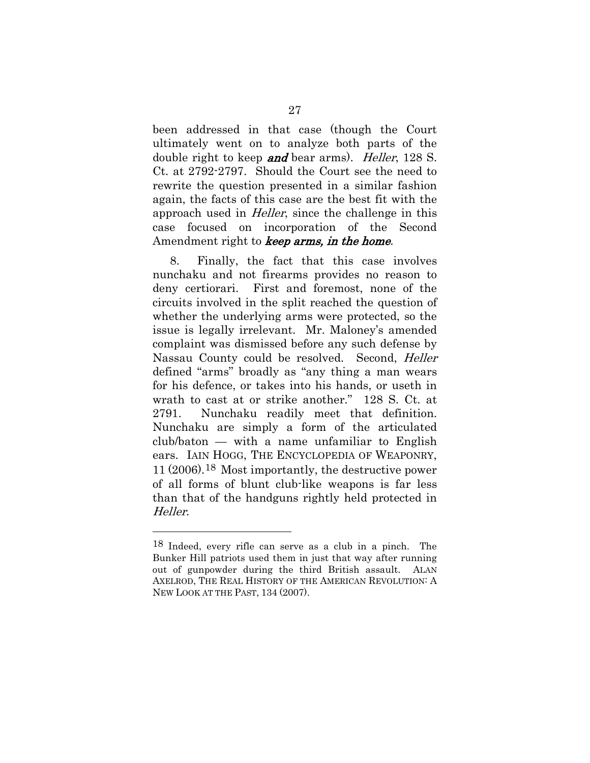been addressed in that case (though the Court ultimately went on to analyze both parts of the double right to keep ***and*** bear arms). *Heller*, 128 S. Ct. at 2792-2797. Should the Court see the need to rewrite the question presented in a similar fashion again, the facts of this case are the best fit with the approach used in *Heller*, since the challenge in this case focused on incorporation of the Second Amendment right to ***keep arms, in the home***.

8. Finally, the fact that this case involves nunchaku and not firearms provides no reason to deny certiorari. First and foremost, none of the circuits involved in the split reached the question of whether the underlying arms were protected, so the issue is legally irrelevant. Mr. Maloney's amended complaint was dismissed before any such defense by Nassau County could be resolved. Second, *Heller* defined "arms" broadly as "any thing a man wears for his defence, or takes into his hands, or useth in wrath to cast at or strike another." 128 S. Ct. at 2791. Nunchaku readily meet that definition. Nunchaku are simply a form of the articulated club/baton — with a name unfamiliar to English ears. IAIN HOGG, THE ENCYCLOPEDIA OF WEAPONRY, 11 (2006).[18] Most importantly, the destructive power of all forms of blunt club-like weapons is far less than that of the handguns rightly held protected in *Heller*.

---

[18] Indeed, every rifle can serve as a club in a pinch. The Bunker Hill patriots used them in just that way after running out of gunpowder during the third British assault. ALAN AXELROD, THE REAL HISTORY OF THE AMERICAN REVOLUTION: A NEW LOOK AT THE PAST, 134 (2007).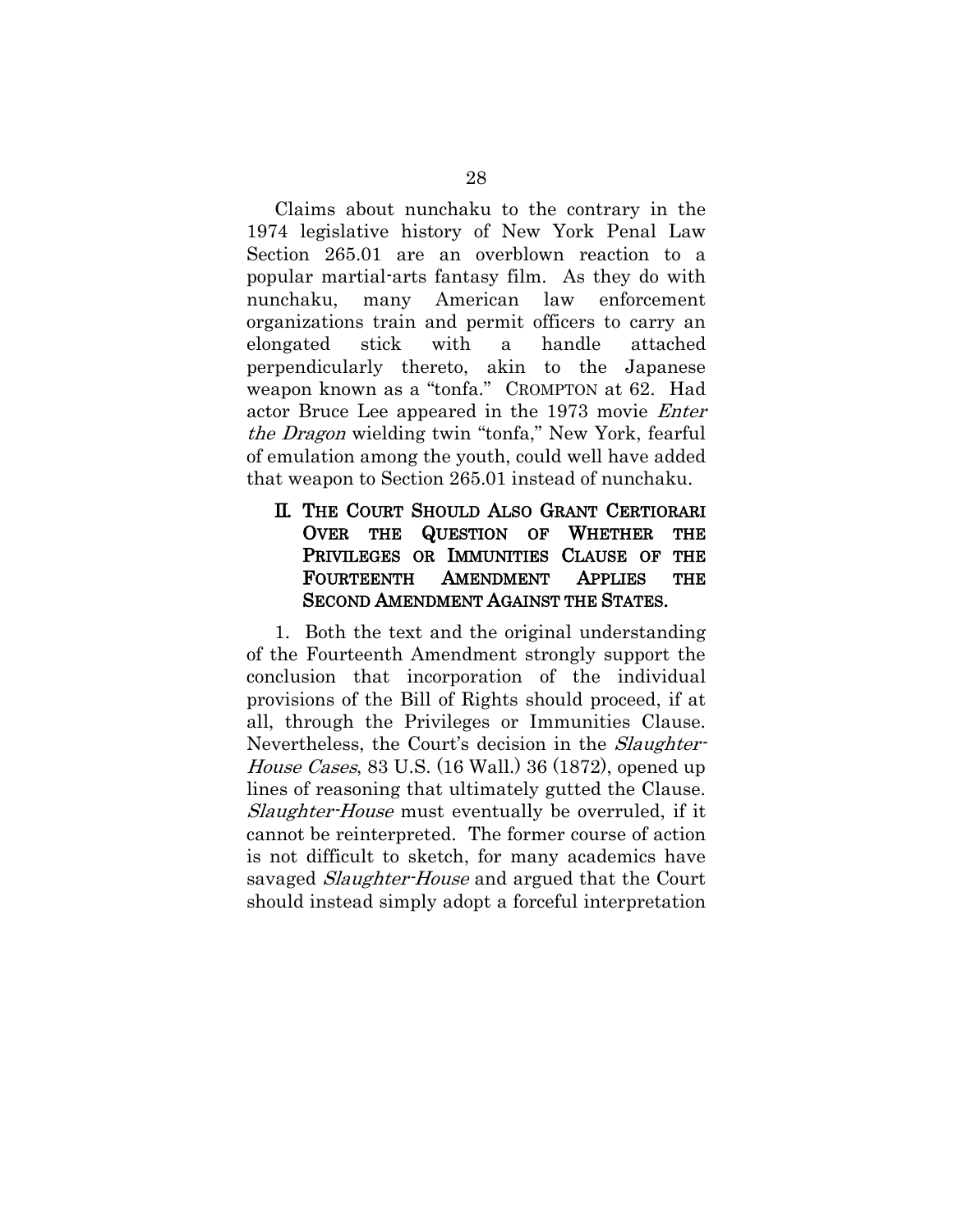Claims about nunchaku to the contrary in the 1974 legislative history of New York Penal Law Section 265.01 are an overblown reaction to a popular martial-arts fantasy film. As they do with nunchaku, many American law enforcement organizations train and permit officers to carry an elongated stick with a handle attached perpendicularly thereto, akin to the Japanese weapon known as a "tonfa." CROMPTON at 62. Had actor Bruce Lee appeared in the 1973 movie *Enter the Dragon* wielding twin "tonfa," New York, fearful of emulation among the youth, could well have added that weapon to Section 265.01 instead of nunchaku.

## II. THE COURT SHOULD ALSO GRANT CERTIORARI OVER THE QUESTION OF WHETHER THE PRIVILEGES OR IMMUNITIES CLAUSE OF THE FOURTEENTH AMENDMENT APPLIES THE SECOND AMENDMENT AGAINST THE STATES.

1. Both the text and the original understanding of the Fourteenth Amendment strongly support the conclusion that incorporation of the individual provisions of the Bill of Rights should proceed, if at all, through the Privileges or Immunities Clause. Nevertheless, the Court's decision in the *Slaughter-House Cases*, 83 U.S. (16 Wall.) 36 (1872), opened up lines of reasoning that ultimately gutted the Clause. *Slaughter-House* must eventually be overruled, if it cannot be reinterpreted. The former course of action is not difficult to sketch, for many academics have savaged *Slaughter-House* and argued that the Court should instead simply adopt a forceful interpretation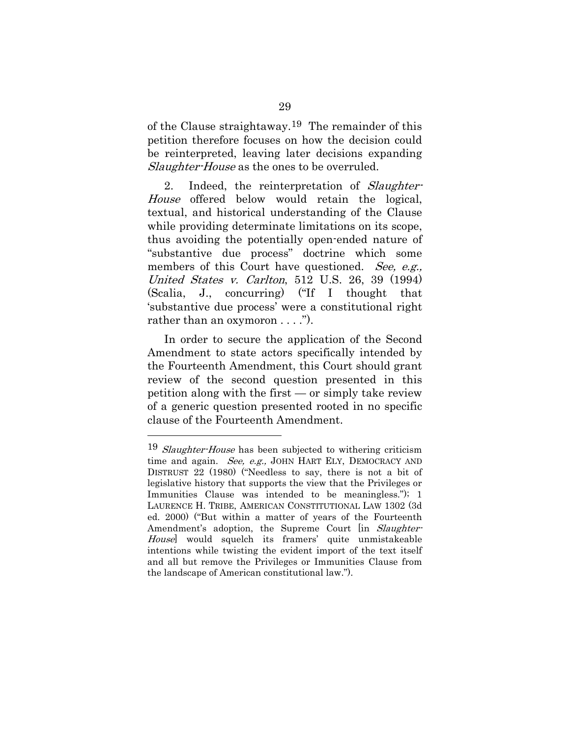of the Clause straightaway.[19] The remainder of this petition therefore focuses on how the decision could be reinterpreted, leaving later decisions expanding *Slaughter-House* as the ones to be overruled.

2. Indeed, the reinterpretation of *Slaughter-House* offered below would retain the logical, textual, and historical understanding of the Clause while providing determinate limitations on its scope, thus avoiding the potentially open-ended nature of "substantive due process" doctrine which some members of this Court have questioned. *See, e.g., United States v. Carlton*, 512 U.S. 26, 39 (1994) (Scalia, J., concurring) ("If I thought that 'substantive due process' were a constitutional right rather than an oxymoron . . . .").

In order to secure the application of the Second Amendment to state actors specifically intended by the Fourteenth Amendment, this Court should grant review of the second question presented in this petition along with the first — or simply take review of a generic question presented rooted in no specific clause of the Fourteenth Amendment.

---

[19] *Slaughter-House* has been subjected to withering criticism time and again. *See, e.g.,* JOHN HART ELY, DEMOCRACY AND DISTRUST 22 (1980) ("Needless to say, there is not a bit of legislative history that supports the view that the Privileges or Immunities Clause was intended to be meaningless."); 1 LAURENCE H. TRIBE, AMERICAN CONSTITUTIONAL LAW 1302 (3d ed. 2000) ("But within a matter of years of the Fourteenth Amendment's adoption, the Supreme Court [in *Slaughter-House*] would squelch its framers' quite unmistakeable intentions while twisting the evident import of the text itself and all but remove the Privileges or Immunities Clause from the landscape of American constitutional law.").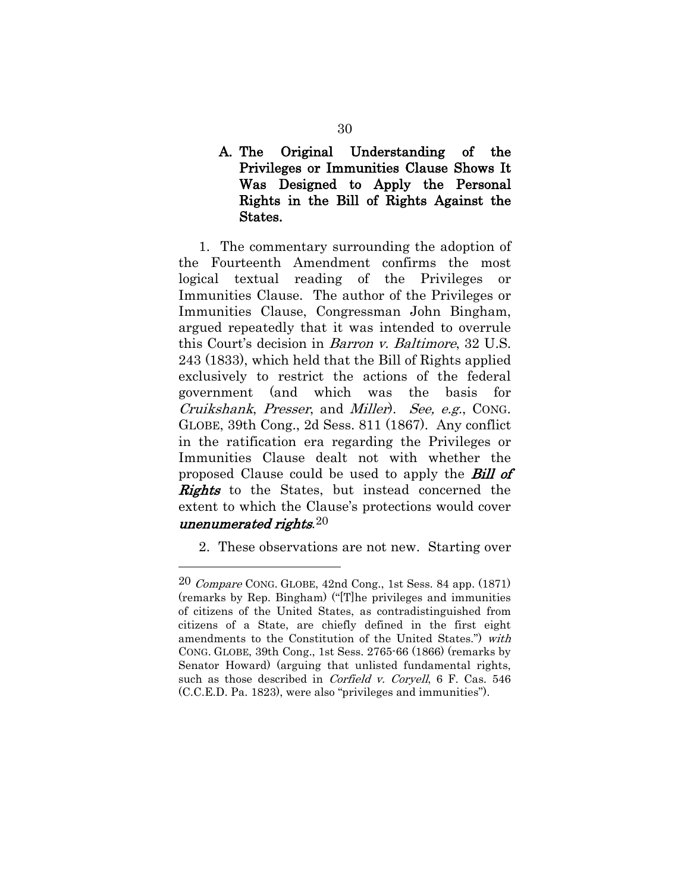### A. The Original Understanding of the Privileges or Immunities Clause Shows It Was Designed to Apply the Personal Rights in the Bill of Rights Against the States.

1. The commentary surrounding the adoption of the Fourteenth Amendment confirms the most logical textual reading of the Privileges or Immunities Clause. The author of the Privileges or Immunities Clause, Congressman John Bingham, argued repeatedly that it was intended to overrule this Court's decision in *Barron v. Baltimore*, 32 U.S. 243 (1833), which held that the Bill of Rights applied exclusively to restrict the actions of the federal government (and which was the basis for *Cruikshank*, *Presser*, and *Miller*). *See, e.g.*, CONG. GLOBE, 39th Cong., 2d Sess. 811 (1867). Any conflict in the ratification era regarding the Privileges or Immunities Clause dealt not with whether the proposed Clause could be used to apply the ***Bill of Rights*** to the States, but instead concerned the extent to which the Clause's protections would cover ***unenumerated rights***.[20]

2. These observations are not new. Starting over

---

[20] *Compare* CONG. GLOBE, 42nd Cong., 1st Sess. 84 app. (1871) (remarks by Rep. Bingham) ("[T]he privileges and immunities of citizens of the United States, as contradistinguished from citizens of a State, are chiefly defined in the first eight amendments to the Constitution of the United States.") *with* CONG. GLOBE, 39th Cong., 1st Sess. 2765-66 (1866) (remarks by Senator Howard) (arguing that unlisted fundamental rights, such as those described in *Corfield v. Coryell*, 6 F. Cas. 546 (C.C.E.D. Pa. 1823), were also "privileges and immunities").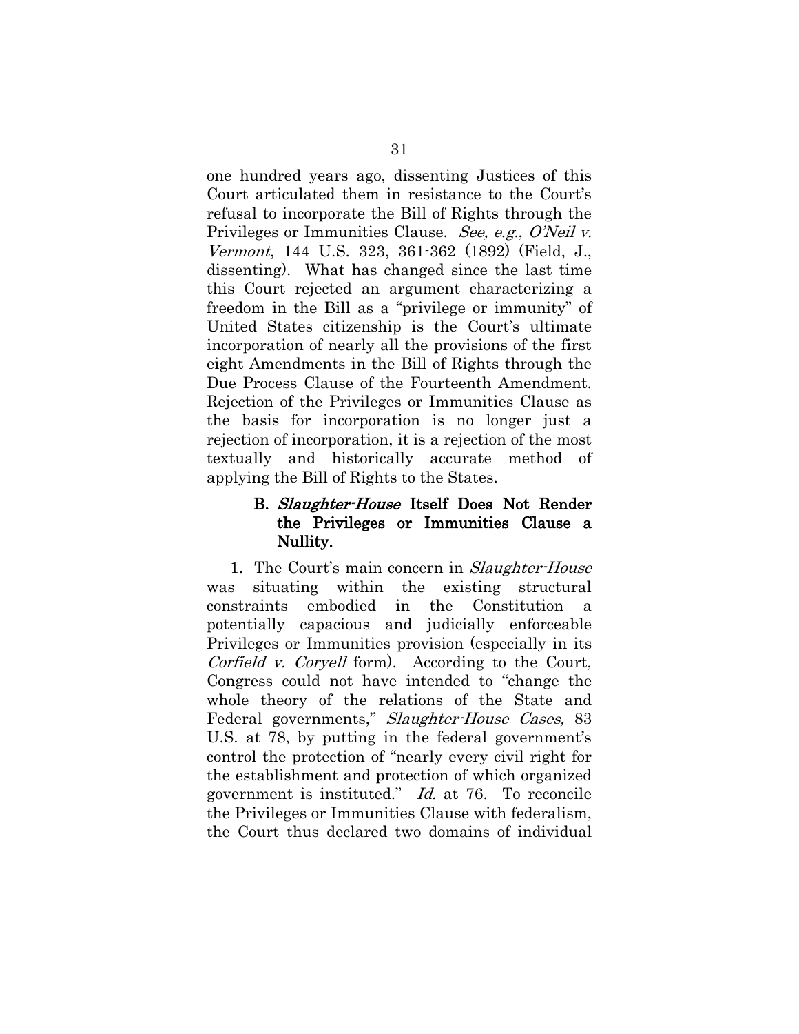one hundred years ago, dissenting Justices of this Court articulated them in resistance to the Court's refusal to incorporate the Bill of Rights through the Privileges or Immunities Clause. *See, e.g.*, *O'Neil v. Vermont*, 144 U.S. 323, 361-362 (1892) (Field, J., dissenting). What has changed since the last time this Court rejected an argument characterizing a freedom in the Bill as a "privilege or immunity" of United States citizenship is the Court's ultimate incorporation of nearly all the provisions of the first eight Amendments in the Bill of Rights through the Due Process Clause of the Fourteenth Amendment. Rejection of the Privileges or Immunities Clause as the basis for incorporation is no longer just a rejection of incorporation, it is a rejection of the most textually and historically accurate method of applying the Bill of Rights to the States.

### B. *Slaughter-House* Itself Does Not Render the Privileges or Immunities Clause a Nullity.

1. The Court's main concern in *Slaughter-House* was situating within the existing structural constraints embodied in the Constitution a potentially capacious and judicially enforceable Privileges or Immunities provision (especially in its *Corfield v. Coryell* form). According to the Court, Congress could not have intended to "change the whole theory of the relations of the State and Federal governments," *Slaughter-House Cases,* 83 U.S. at 78, by putting in the federal government's control the protection of "nearly every civil right for the establishment and protection of which organized government is instituted." *Id.* at 76. To reconcile the Privileges or Immunities Clause with federalism, the Court thus declared two domains of individual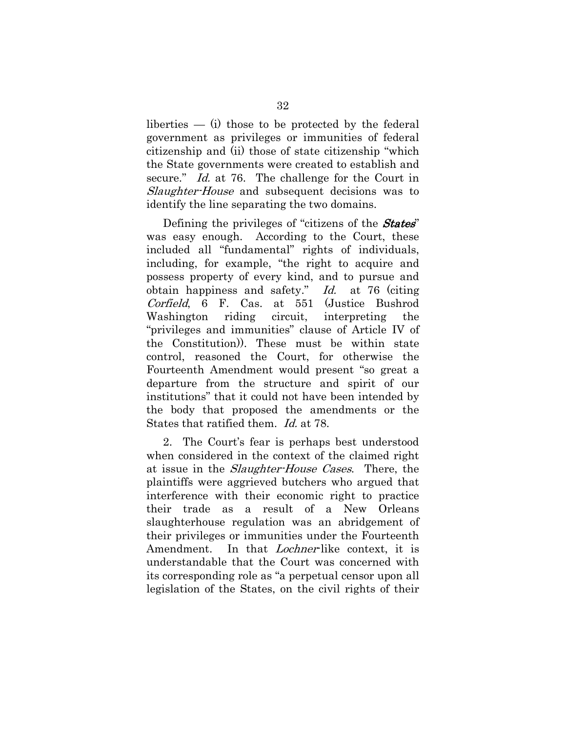liberties — (i) those to be protected by the federal government as privileges or immunities of federal citizenship and (ii) those of state citizenship "which the State governments were created to establish and secure." *Id.* at 76. The challenge for the Court in *Slaughter-House* and subsequent decisions was to identify the line separating the two domains.

Defining the privileges of "citizens of the ***States***" was easy enough. According to the Court, these included all "fundamental" rights of individuals, including, for example, "the right to acquire and possess property of every kind, and to pursue and obtain happiness and safety." *Id.* at 76 (citing *Corfield*, 6 F. Cas. at 551 (Justice Bushrod Washington riding circuit, interpreting the "privileges and immunities" clause of Article IV of the Constitution)). These must be within state control, reasoned the Court, for otherwise the Fourteenth Amendment would present "so great a departure from the structure and spirit of our institutions" that it could not have been intended by the body that proposed the amendments or the States that ratified them. *Id.* at 78.

2. The Court's fear is perhaps best understood when considered in the context of the claimed right at issue in the *Slaughter-House Cases*. There, the plaintiffs were aggrieved butchers who argued that interference with their economic right to practice their trade as a result of a New Orleans slaughterhouse regulation was an abridgement of their privileges or immunities under the Fourteenth Amendment. In that *Lochner*-like context, it is understandable that the Court was concerned with its corresponding role as "a perpetual censor upon all legislation of the States, on the civil rights of their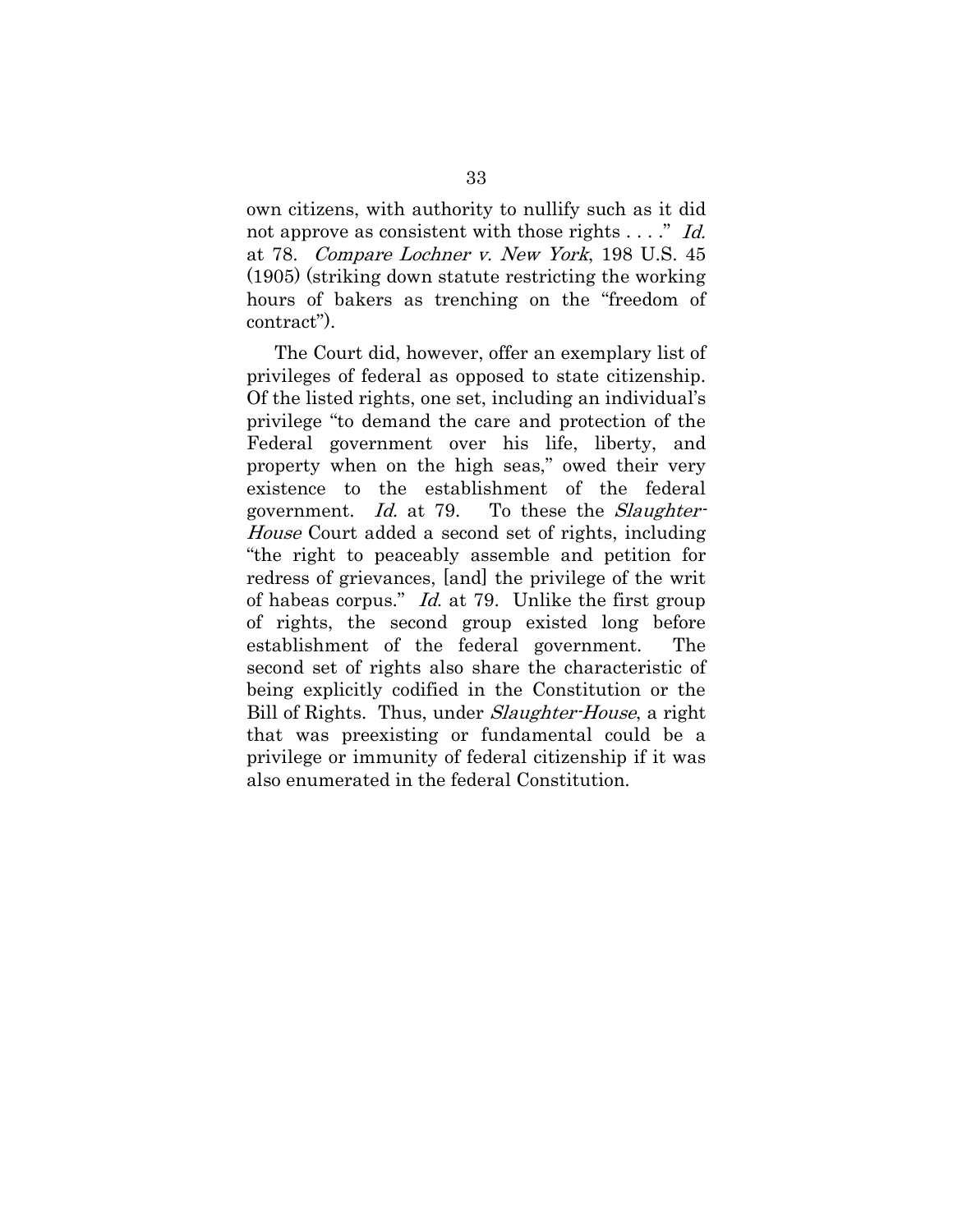own citizens, with authority to nullify such as it did not approve as consistent with those rights . . . ." *Id.* at 78. *Compare Lochner v. New York*, 198 U.S. 45 (1905) (striking down statute restricting the working hours of bakers as trenching on the "freedom of contract").

The Court did, however, offer an exemplary list of privileges of federal as opposed to state citizenship. Of the listed rights, one set, including an individual's privilege "to demand the care and protection of the Federal government over his life, liberty, and property when on the high seas," owed their very existence to the establishment of the federal government. *Id.* at 79. To these the *Slaughter-House* Court added a second set of rights, including "the right to peaceably assemble and petition for redress of grievances, [and] the privilege of the writ of habeas corpus." *Id.* at 79. Unlike the first group of rights, the second group existed long before establishment of the federal government. The second set of rights also share the characteristic of being explicitly codified in the Constitution or the Bill of Rights. Thus, under *Slaughter-House*, a right that was preexisting or fundamental could be a privilege or immunity of federal citizenship if it was also enumerated in the federal Constitution.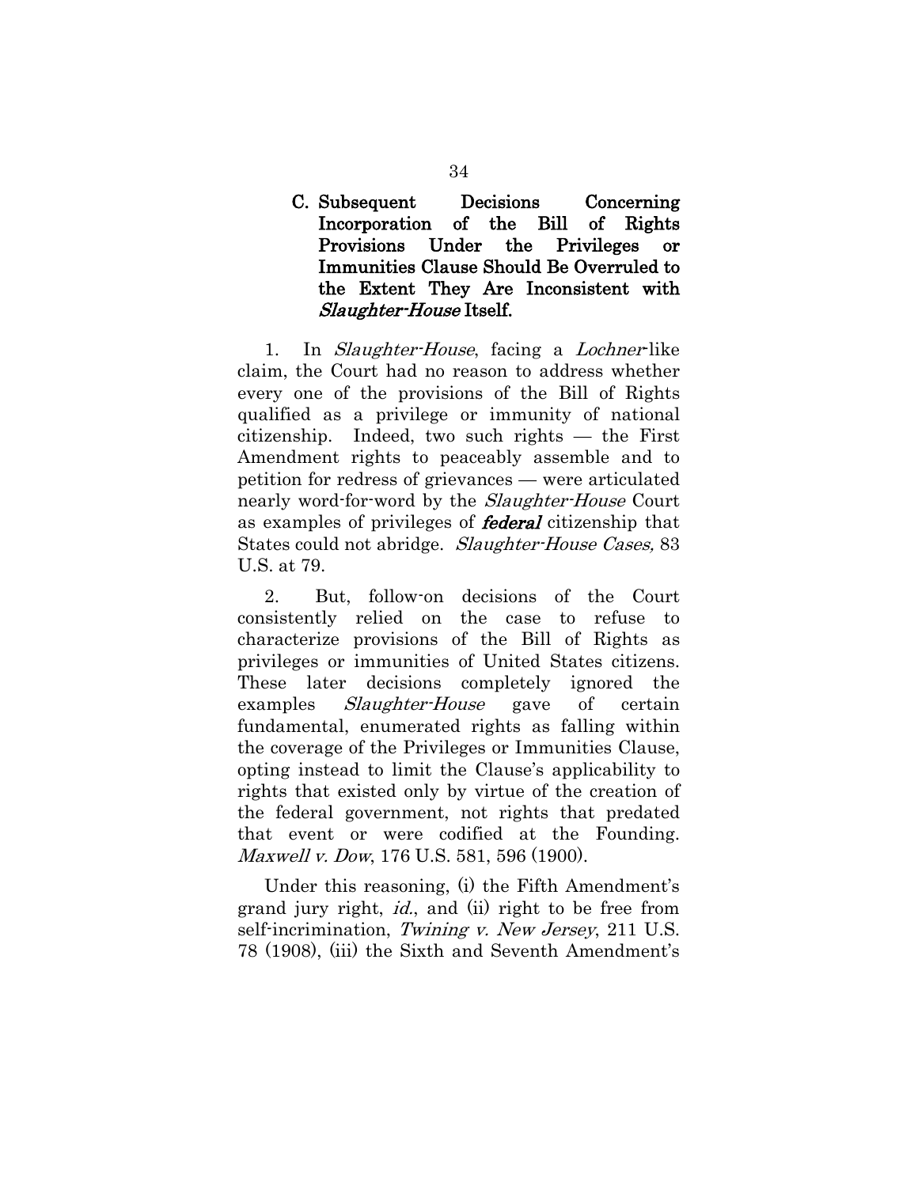### C. Subsequent Decisions Concerning Incorporation of the Bill of Rights Provisions Under the Privileges or Immunities Clause Should Be Overruled to the Extent They Are Inconsistent with *Slaughter-House* Itself.

1. In *Slaughter-House*, facing a *Lochner*-like claim, the Court had no reason to address whether every one of the provisions of the Bill of Rights qualified as a privilege or immunity of national citizenship. Indeed, two such rights — the First Amendment rights to peaceably assemble and to petition for redress of grievances — were articulated nearly word-for-word by the *Slaughter-House* Court as examples of privileges of ***federal*** citizenship that States could not abridge. *Slaughter-House Cases,* 83 U.S. at 79.

2. But, follow-on decisions of the Court consistently relied on the case to refuse to characterize provisions of the Bill of Rights as privileges or immunities of United States citizens. These later decisions completely ignored the examples *Slaughter-House* gave of certain fundamental, enumerated rights as falling within the coverage of the Privileges or Immunities Clause, opting instead to limit the Clause's applicability to rights that existed only by virtue of the creation of the federal government, not rights that predated that event or were codified at the Founding. *Maxwell v. Dow*, 176 U.S. 581, 596 (1900).

Under this reasoning, (i) the Fifth Amendment's grand jury right, *id.*, and (ii) right to be free from self-incrimination, *Twining v. New Jersey*, 211 U.S. 78 (1908), (iii) the Sixth and Seventh Amendment's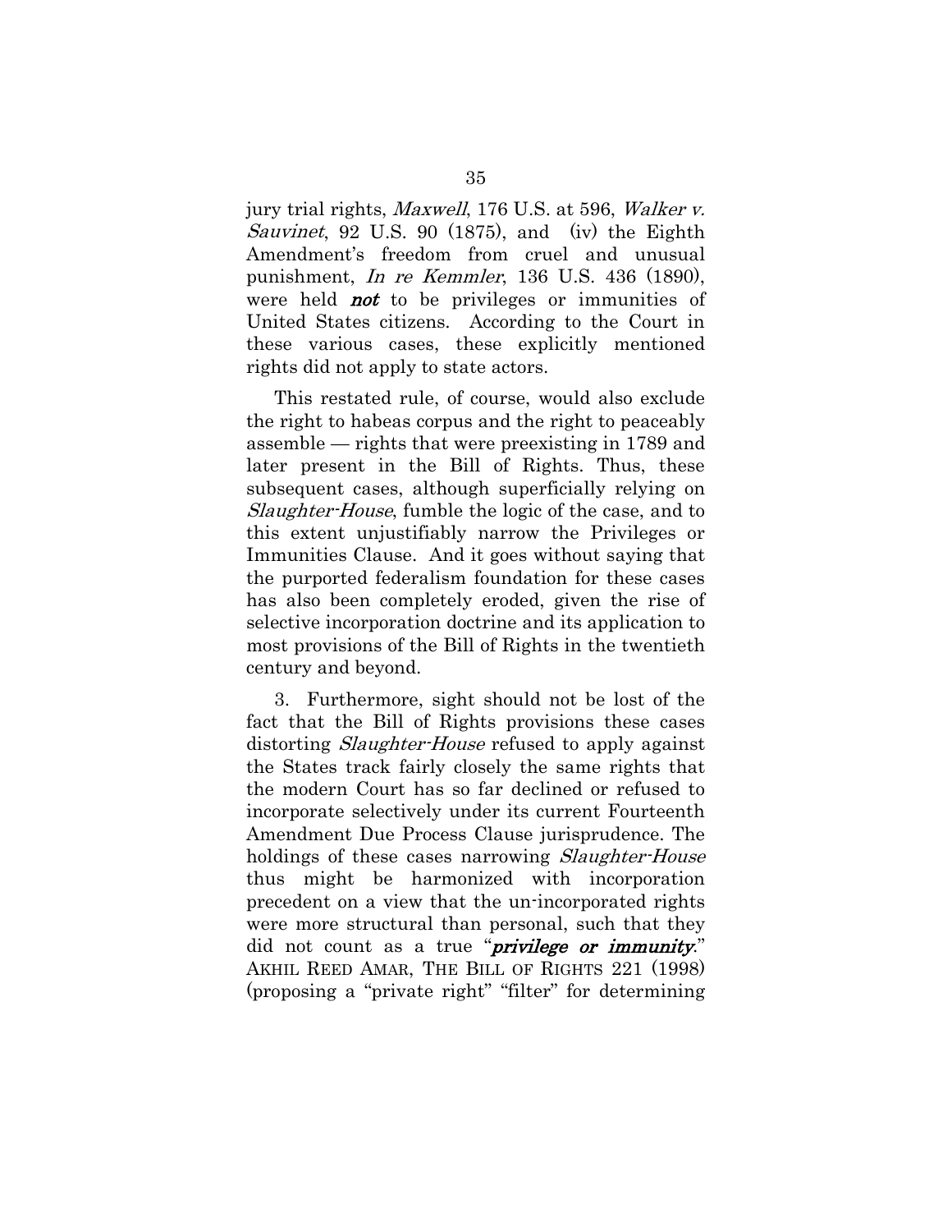jury trial rights, *Maxwell*, 176 U.S. at 596, *Walker v. Sauvinet*, 92 U.S. 90 (1875), and (iv) the Eighth Amendment's freedom from cruel and unusual punishment, *In re Kemmler*, 136 U.S. 436 (1890), were held ***not*** to be privileges or immunities of United States citizens. According to the Court in these various cases, these explicitly mentioned rights did not apply to state actors.

This restated rule, of course, would also exclude the right to habeas corpus and the right to peaceably assemble — rights that were preexisting in 1789 and later present in the Bill of Rights. Thus, these subsequent cases, although superficially relying on *Slaughter-House*, fumble the logic of the case, and to this extent unjustifiably narrow the Privileges or Immunities Clause. And it goes without saying that the purported federalism foundation for these cases has also been completely eroded, given the rise of selective incorporation doctrine and its application to most provisions of the Bill of Rights in the twentieth century and beyond.

3. Furthermore, sight should not be lost of the fact that the Bill of Rights provisions these cases distorting *Slaughter-House* refused to apply against the States track fairly closely the same rights that the modern Court has so far declined or refused to incorporate selectively under its current Fourteenth Amendment Due Process Clause jurisprudence. The holdings of these cases narrowing *Slaughter-House* thus might be harmonized with incorporation precedent on a view that the un-incorporated rights were more structural than personal, such that they did not count as a true "***privilege or immunity***." AKHIL REED AMAR, THE BILL OF RIGHTS 221 (1998) (proposing a "private right" "filter" for determining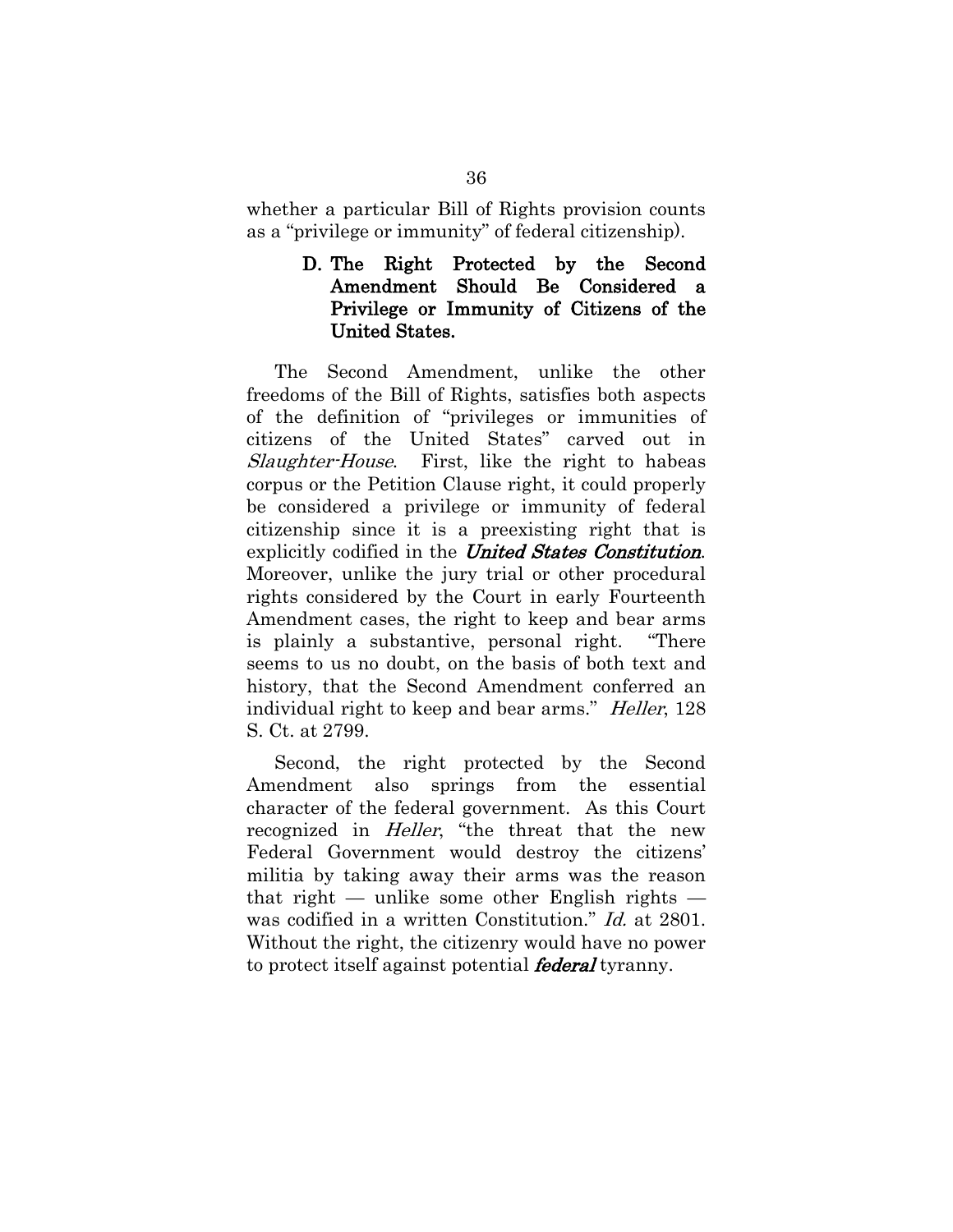whether a particular Bill of Rights provision counts as a "privilege or immunity" of federal citizenship).

### D. The Right Protected by the Second Amendment Should Be Considered a Privilege or Immunity of Citizens of the United States.

The Second Amendment, unlike the other freedoms of the Bill of Rights, satisfies both aspects of the definition of "privileges or immunities of citizens of the United States" carved out in *Slaughter-House*. First, like the right to habeas corpus or the Petition Clause right, it could properly be considered a privilege or immunity of federal citizenship since it is a preexisting right that is explicitly codified in the ***United States Constitution***. Moreover, unlike the jury trial or other procedural rights considered by the Court in early Fourteenth Amendment cases, the right to keep and bear arms is plainly a substantive, personal right. "There seems to us no doubt, on the basis of both text and history, that the Second Amendment conferred an individual right to keep and bear arms." *Heller*, 128 S. Ct. at 2799.

Second, the right protected by the Second Amendment also springs from the essential character of the federal government. As this Court recognized in *Heller*, "the threat that the new Federal Government would destroy the citizens' militia by taking away their arms was the reason that right — unlike some other English rights — was codified in a written Constitution." *Id.* at 2801. Without the right, the citizenry would have no power to protect itself against potential ***federal*** tyranny.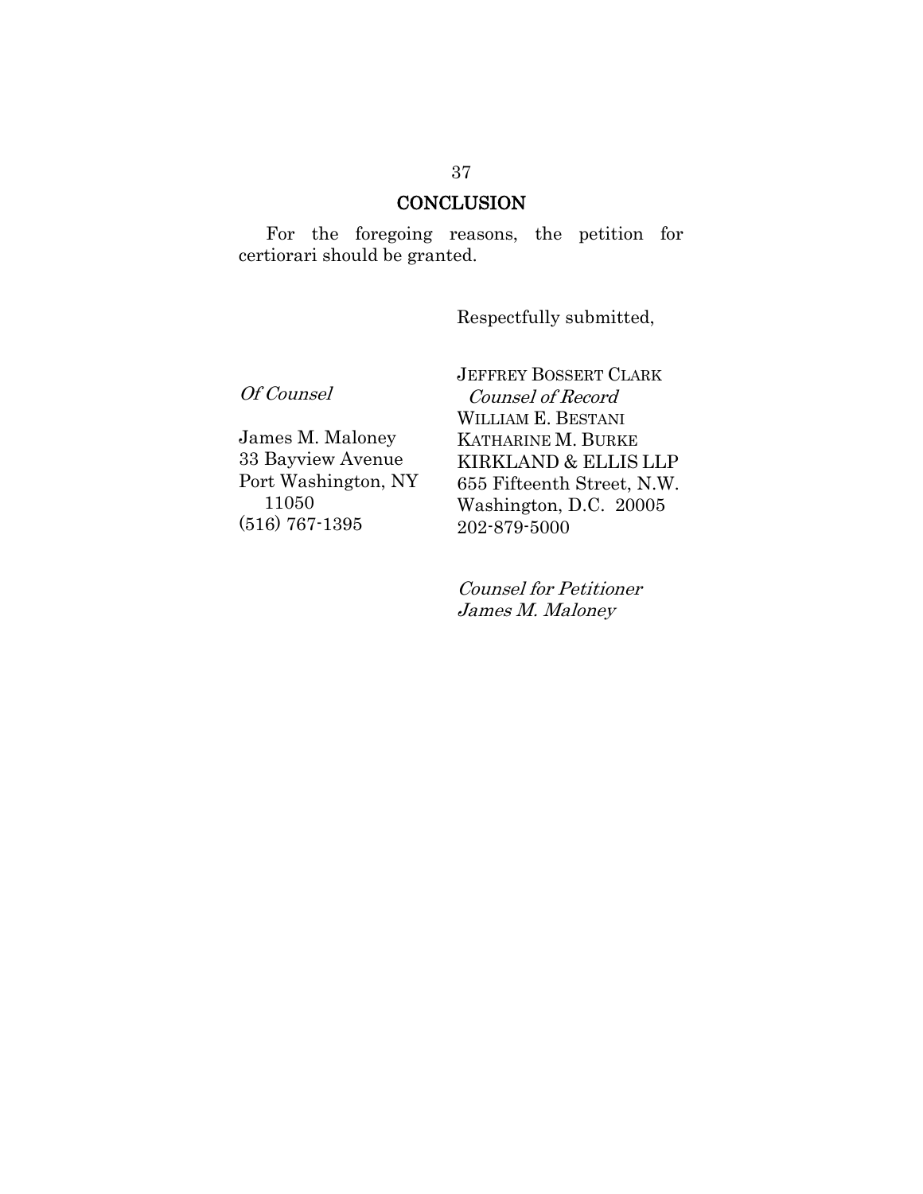## CONCLUSION

For the foregoing reasons, the petition for certiorari should be granted.

Respectfully submitted,

JEFFREY BOSSERT CLARK
*Counsel of Record*
WILLIAM E. BESTANI
KATHARINE M. BURKE
KIRKLAND & ELLIS LLP
655 Fifteenth Street, N.W.
Washington, D.C. 20005
202-879-5000

*Counsel for Petitioner James M. Maloney*

*Of Counsel*

James M. Maloney
33 Bayview Avenue
Port Washington, NY 11050
(516) 767-1395